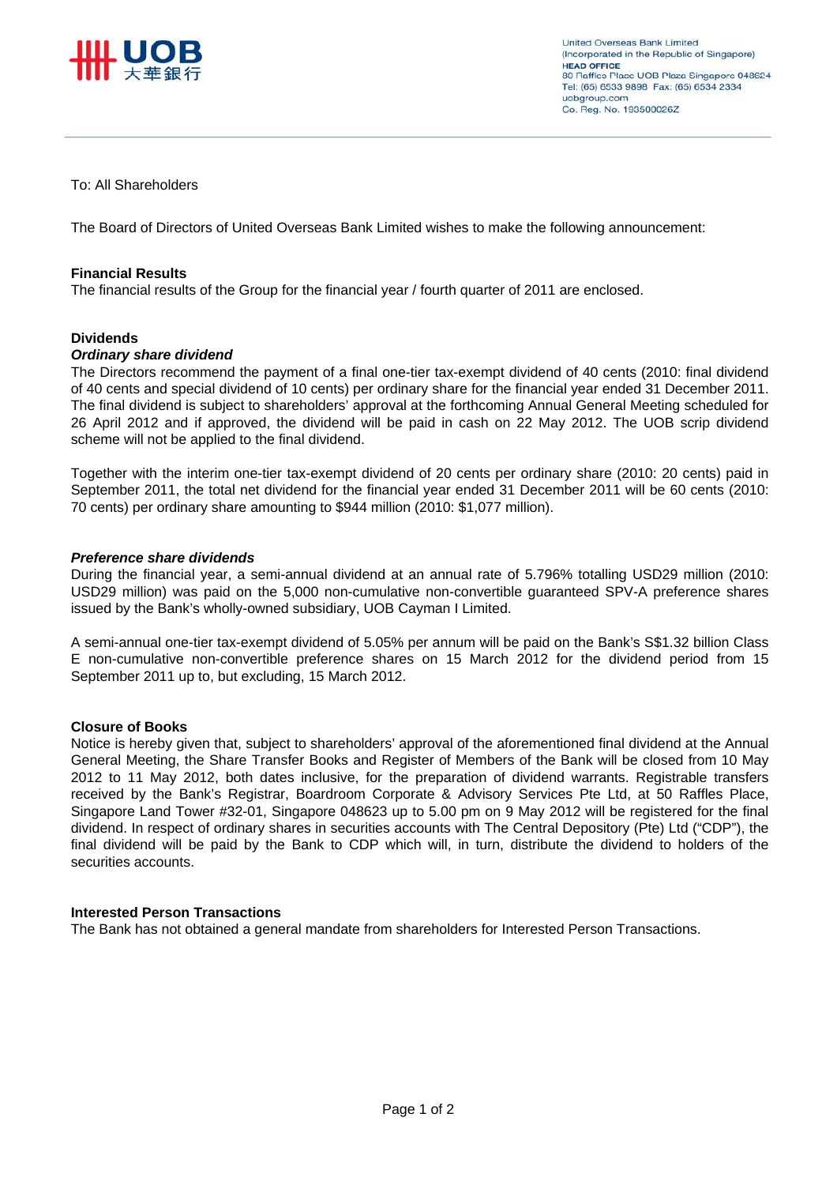United Overseas Bank Limited
(Incorporated in the Republic of Singapore)
**HEAD OFFICE**
80 Raffles Place UOB Plaza Singapore 048624
Tel: (65) 6533 9898 Fax: (65) 6534 2334
uobgroup.com
Co. Reg. No. 193500026Z

To: All Shareholders

The Board of Directors of United Overseas Bank Limited wishes to make the following announcement:

**Financial Results**

The financial results of the Group for the financial year / fourth quarter of 2011 are enclosed.

**Dividends**

***Ordinary share dividend***

The Directors recommend the payment of a final one-tier tax-exempt dividend of 40 cents (2010: final dividend of 40 cents and special dividend of 10 cents) per ordinary share for the financial year ended 31 December 2011. The final dividend is subject to shareholders' approval at the forthcoming Annual General Meeting scheduled for 26 April 2012 and if approved, the dividend will be paid in cash on 22 May 2012. The UOB scrip dividend scheme will not be applied to the final dividend.

Together with the interim one-tier tax-exempt dividend of 20 cents per ordinary share (2010: 20 cents) paid in September 2011, the total net dividend for the financial year ended 31 December 2011 will be 60 cents (2010: 70 cents) per ordinary share amounting to $944 million (2010: $1,077 million).

***Preference share dividends***

During the financial year, a semi-annual dividend at an annual rate of 5.796% totalling USD29 million (2010: USD29 million) was paid on the 5,000 non-cumulative non-convertible guaranteed SPV-A preference shares issued by the Bank's wholly-owned subsidiary, UOB Cayman I Limited.

A semi-annual one-tier tax-exempt dividend of 5.05% per annum will be paid on the Bank's S$1.32 billion Class E non-cumulative non-convertible preference shares on 15 March 2012 for the dividend period from 15 September 2011 up to, but excluding, 15 March 2012.

**Closure of Books**

Notice is hereby given that, subject to shareholders' approval of the aforementioned final dividend at the Annual General Meeting, the Share Transfer Books and Register of Members of the Bank will be closed from 10 May 2012 to 11 May 2012, both dates inclusive, for the preparation of dividend warrants. Registrable transfers received by the Bank's Registrar, Boardroom Corporate & Advisory Services Pte Ltd, at 50 Raffles Place, Singapore Land Tower #32-01, Singapore 048623 up to 5.00 pm on 9 May 2012 will be registered for the final dividend. In respect of ordinary shares in securities accounts with The Central Depository (Pte) Ltd ("CDP"), the final dividend will be paid by the Bank to CDP which will, in turn, distribute the dividend to holders of the securities accounts.

**Interested Person Transactions**

The Bank has not obtained a general mandate from shareholders for Interested Person Transactions.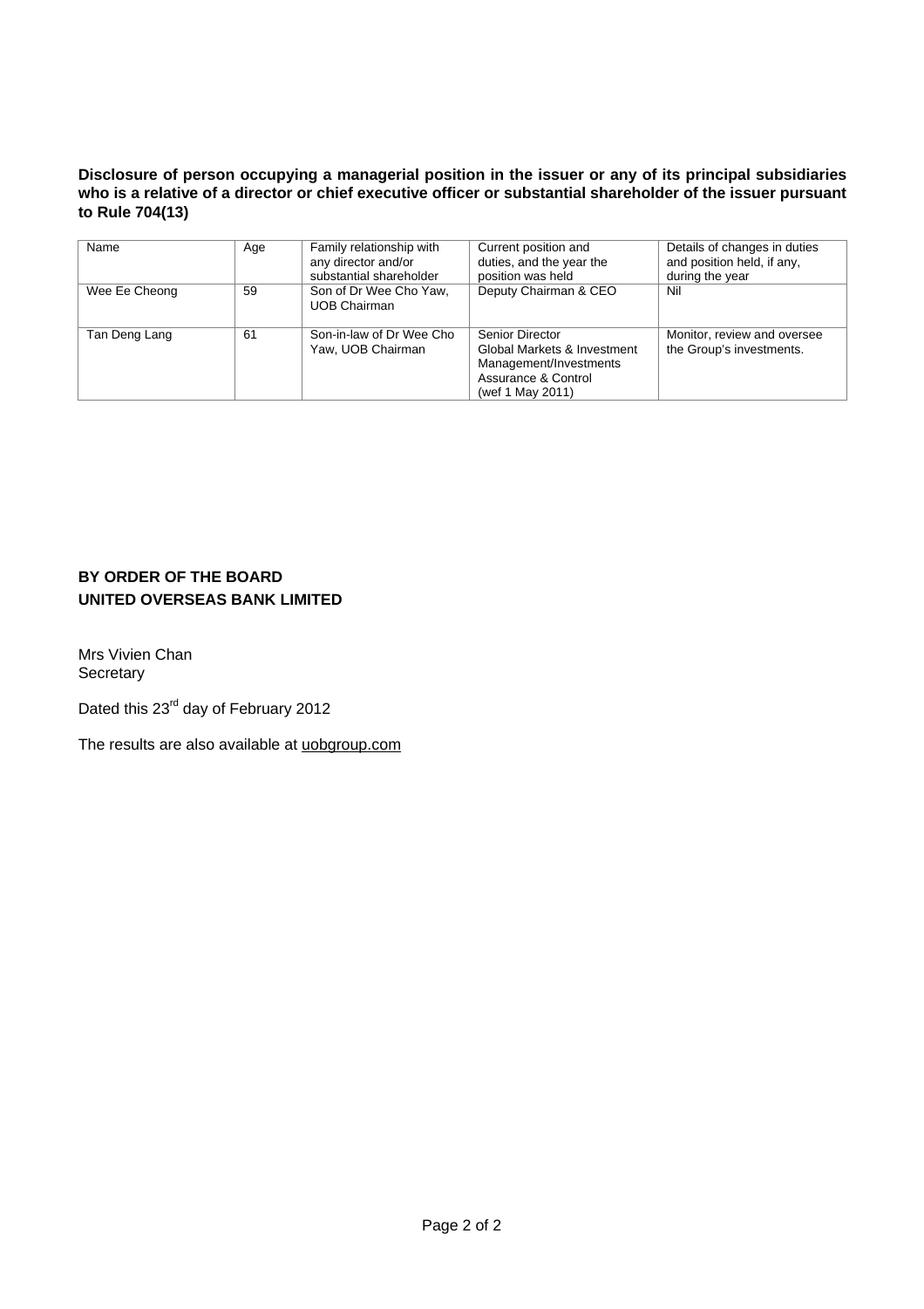**Disclosure of person occupying a managerial position in the issuer or any of its principal subsidiaries who is a relative of a director or chief executive officer or substantial shareholder of the issuer pursuant to Rule 704(13)**

| Name | Age | Family relationship with any director and/or substantial shareholder | Current position and duties, and the year the position was held | Details of changes in duties and position held, if any, during the year |
|---|---|---|---|---|
| Wee Ee Cheong | 59 | Son of Dr Wee Cho Yaw, UOB Chairman | Deputy Chairman & CEO | Nil |
| Tan Deng Lang | 61 | Son-in-law of Dr Wee Cho Yaw, UOB Chairman | Senior Director Global Markets & Investment Management/Investments Assurance & Control (wef 1 May 2011) | Monitor, review and oversee the Group's investments. |

**BY ORDER OF THE BOARD**
**UNITED OVERSEAS BANK LIMITED**

Mrs Vivien Chan
Secretary

Dated this 23rd day of February 2012

The results are also available at uobgroup.com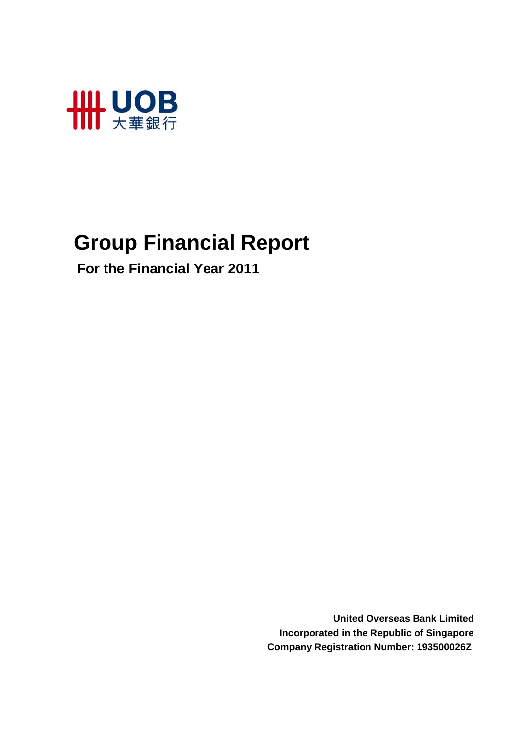UOB 大華銀行

# Group Financial Report

**For the Financial Year 2011**

**United Overseas Bank Limited**
**Incorporated in the Republic of Singapore**
**Company Registration Number: 193500026Z**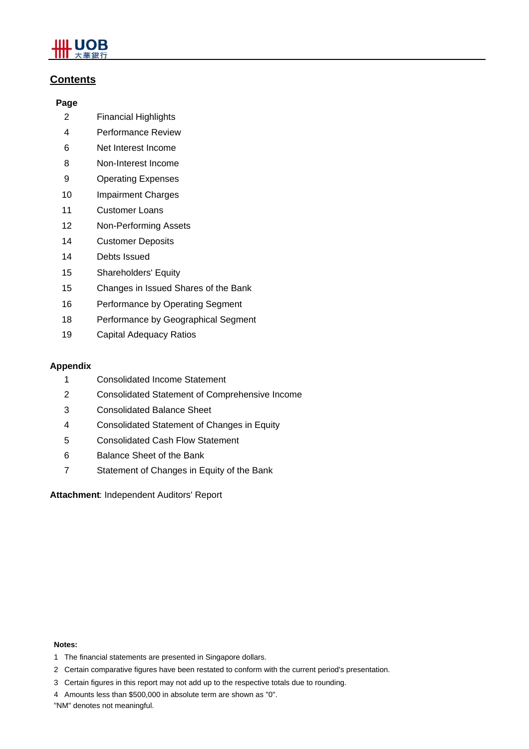## Contents

| Page | |
|---|---|
| 2 | Financial Highlights |
| 4 | Performance Review |
| 6 | Net Interest Income |
| 8 | Non-Interest Income |
| 9 | Operating Expenses |
| 10 | Impairment Charges |
| 11 | Customer Loans |
| 12 | Non-Performing Assets |
| 14 | Customer Deposits |
| 14 | Debts Issued |
| 15 | Shareholders' Equity |
| 15 | Changes in Issued Shares of the Bank |
| 16 | Performance by Operating Segment |
| 18 | Performance by Geographical Segment |
| 19 | Capital Adequacy Ratios |

**Appendix**

| | |
|---|---|
| 1 | Consolidated Income Statement |
| 2 | Consolidated Statement of Comprehensive Income |
| 3 | Consolidated Balance Sheet |
| 4 | Consolidated Statement of Changes in Equity |
| 5 | Consolidated Cash Flow Statement |
| 6 | Balance Sheet of the Bank |
| 7 | Statement of Changes in Equity of the Bank |

**Attachment**: Independent Auditors' Report

**Notes:**

1 The financial statements are presented in Singapore dollars.

2 Certain comparative figures have been restated to conform with the current period's presentation.

3 Certain figures in this report may not add up to the respective totals due to rounding.

4 Amounts less than $500,000 in absolute term are shown as "0".

"NM" denotes not meaningful.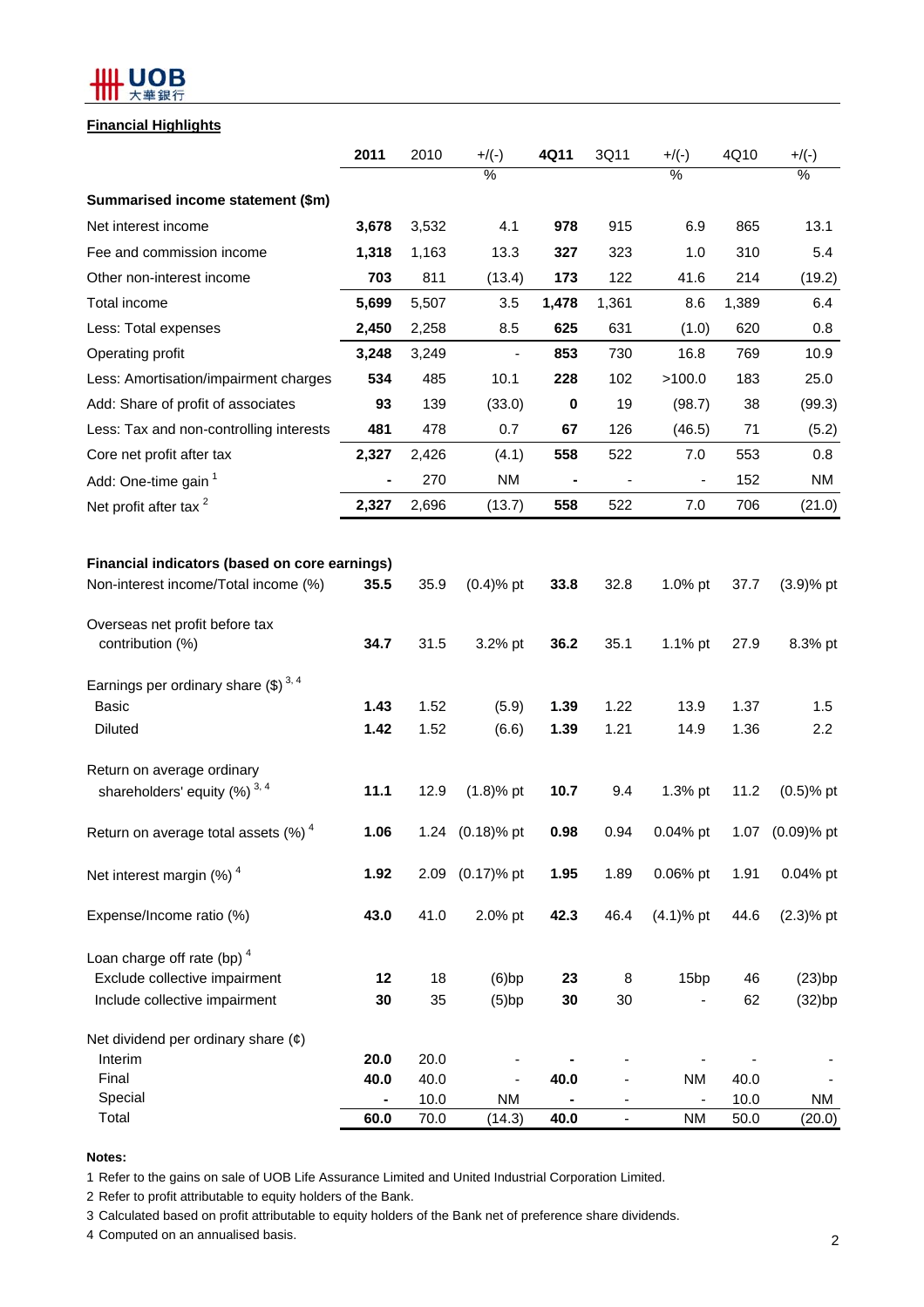## Financial Highlights

| | 2011 | 2010 | +/(-) | 4Q11 | 3Q11 | +/(-) | 4Q10 | +/(-) |
|---|---|---|---|---|---|---|---|---|
| | | | % | | | % | | % |
| **Summarised income statement ($m)** | | | | | | | | |
| Net interest income | **3,678** | 3,532 | 4.1 | **978** | 915 | 6.9 | 865 | 13.1 |
| Fee and commission income | **1,318** | 1,163 | 13.3 | **327** | 323 | 1.0 | 310 | 5.4 |
| Other non-interest income | **703** | 811 | (13.4) | **173** | 122 | 41.6 | 214 | (19.2) |
| Total income | **5,699** | 5,507 | 3.5 | **1,478** | 1,361 | 8.6 | 1,389 | 6.4 |
| Less: Total expenses | **2,450** | 2,258 | 8.5 | **625** | 631 | (1.0) | 620 | 0.8 |
| Operating profit | **3,248** | 3,249 | - | **853** | 730 | 16.8 | 769 | 10.9 |
| Less: Amortisation/impairment charges | **534** | 485 | 10.1 | **228** | 102 | >100.0 | 183 | 25.0 |
| Add: Share of profit of associates | **93** | 139 | (33.0) | **0** | 19 | (98.7) | 38 | (99.3) |
| Less: Tax and non-controlling interests | **481** | 478 | 0.7 | **67** | 126 | (46.5) | 71 | (5.2) |
| Core net profit after tax | **2,327** | 2,426 | (4.1) | **558** | 522 | 7.0 | 553 | 0.8 |
| Add: One-time gain [1] | **-** | 270 | NM | **-** | - | - | 152 | NM |
| Net profit after tax [2] | **2,327** | 2,696 | (13.7) | **558** | 522 | 7.0 | 706 | (21.0) |
| | | | | | | | | |
| **Financial indicators (based on core earnings)** | | | | | | | | |
| Non-interest income/Total income (%) | **35.5** | 35.9 | (0.4)% pt | **33.8** | 32.8 | 1.0% pt | 37.7 | (3.9)% pt |
| Overseas net profit before tax contribution (%) | **34.7** | 31.5 | 3.2% pt | **36.2** | 35.1 | 1.1% pt | 27.9 | 8.3% pt |
| Earnings per ordinary share ($) [3, 4] | | | | | | | | |
| Basic | **1.43** | 1.52 | (5.9) | **1.39** | 1.22 | 13.9 | 1.37 | 1.5 |
| Diluted | **1.42** | 1.52 | (6.6) | **1.39** | 1.21 | 14.9 | 1.36 | 2.2 |
| Return on average ordinary shareholders' equity (%) [3, 4] | **11.1** | 12.9 | (1.8)% pt | **10.7** | 9.4 | 1.3% pt | 11.2 | (0.5)% pt |
| Return on average total assets (%) [4] | **1.06** | 1.24 | (0.18)% pt | **0.98** | 0.94 | 0.04% pt | 1.07 | (0.09)% pt |
| Net interest margin (%) [4] | **1.92** | 2.09 | (0.17)% pt | **1.95** | 1.89 | 0.06% pt | 1.91 | 0.04% pt |
| Expense/Income ratio (%) | **43.0** | 41.0 | 2.0% pt | **42.3** | 46.4 | (4.1)% pt | 44.6 | (2.3)% pt |
| Loan charge off rate (bp) [4] | | | | | | | | |
| Exclude collective impairment | **12** | 18 | (6)bp | **23** | 8 | 15bp | 46 | (23)bp |
| Include collective impairment | **30** | 35 | (5)bp | **30** | 30 | - | 62 | (32)bp |
| Net dividend per ordinary share (¢) | | | | | | | | |
| Interim | **20.0** | 20.0 | - | **-** | - | - | - | - |
| Final | **40.0** | 40.0 | - | **40.0** | - | NM | 40.0 | - |
| Special | **-** | 10.0 | NM | **-** | - | - | 10.0 | NM |
| Total | **60.0** | 70.0 | (14.3) | **40.0** | - | NM | 50.0 | (20.0) |

**Notes:**

1 Refer to the gains on sale of UOB Life Assurance Limited and United Industrial Corporation Limited.

2 Refer to profit attributable to equity holders of the Bank.

3 Calculated based on profit attributable to equity holders of the Bank net of preference share dividends.

4 Computed on an annualised basis.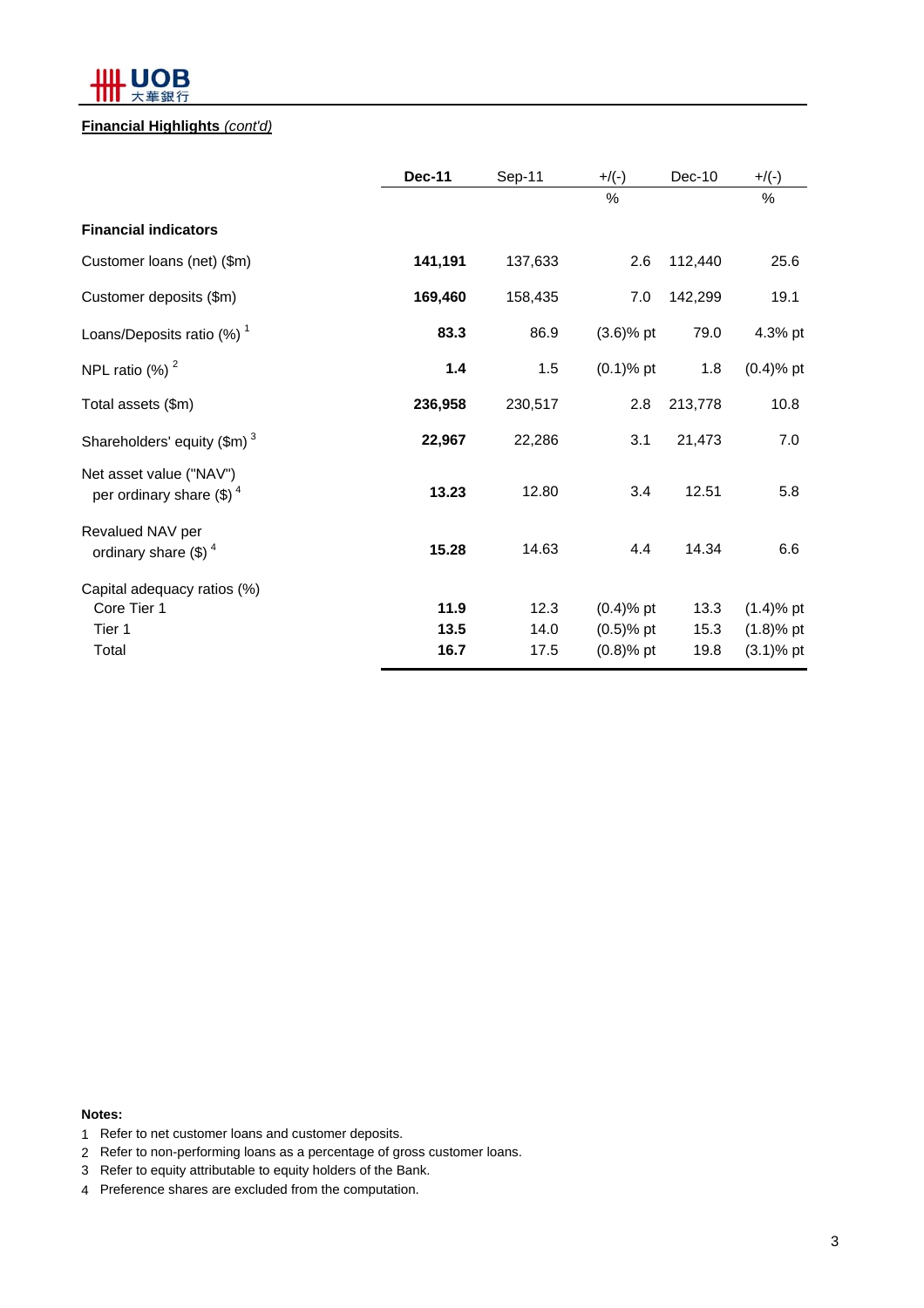**Financial Highlights** *(cont'd)*

| | **Dec-11** | Sep-11 | +/(-) | Dec-10 | +/(-) |
|---|---|---|---|---|---|
| | | | % | | % |
| **Financial indicators** | | | | | |
| Customer loans (net) ($m) | **141,191** | 137,633 | 2.6 | 112,440 | 25.6 |
| Customer deposits ($m) | **169,460** | 158,435 | 7.0 | 142,299 | 19.1 |
| Loans/Deposits ratio (%) [1] | **83.3** | 86.9 | (3.6)% pt | 79.0 | 4.3% pt |
| NPL ratio (%) [2] | **1.4** | 1.5 | (0.1)% pt | 1.8 | (0.4)% pt |
| Total assets ($m) | **236,958** | 230,517 | 2.8 | 213,778 | 10.8 |
| Shareholders' equity ($m) [3] | **22,967** | 22,286 | 3.1 | 21,473 | 7.0 |
| Net asset value ("NAV") per ordinary share ($) [4] | **13.23** | 12.80 | 3.4 | 12.51 | 5.8 |
| Revalued NAV per ordinary share ($) [4] | **15.28** | 14.63 | 4.4 | 14.34 | 6.6 |
| Capital adequacy ratios (%) | | | | | |
| Core Tier 1 | **11.9** | 12.3 | (0.4)% pt | 13.3 | (1.4)% pt |
| Tier 1 | **13.5** | 14.0 | (0.5)% pt | 15.3 | (1.8)% pt |
| Total | **16.7** | 17.5 | (0.8)% pt | 19.8 | (3.1)% pt |

**Notes:**

1. Refer to net customer loans and customer deposits.
2. Refer to non-performing loans as a percentage of gross customer loans.
3. Refer to equity attributable to equity holders of the Bank.
4. Preference shares are excluded from the computation.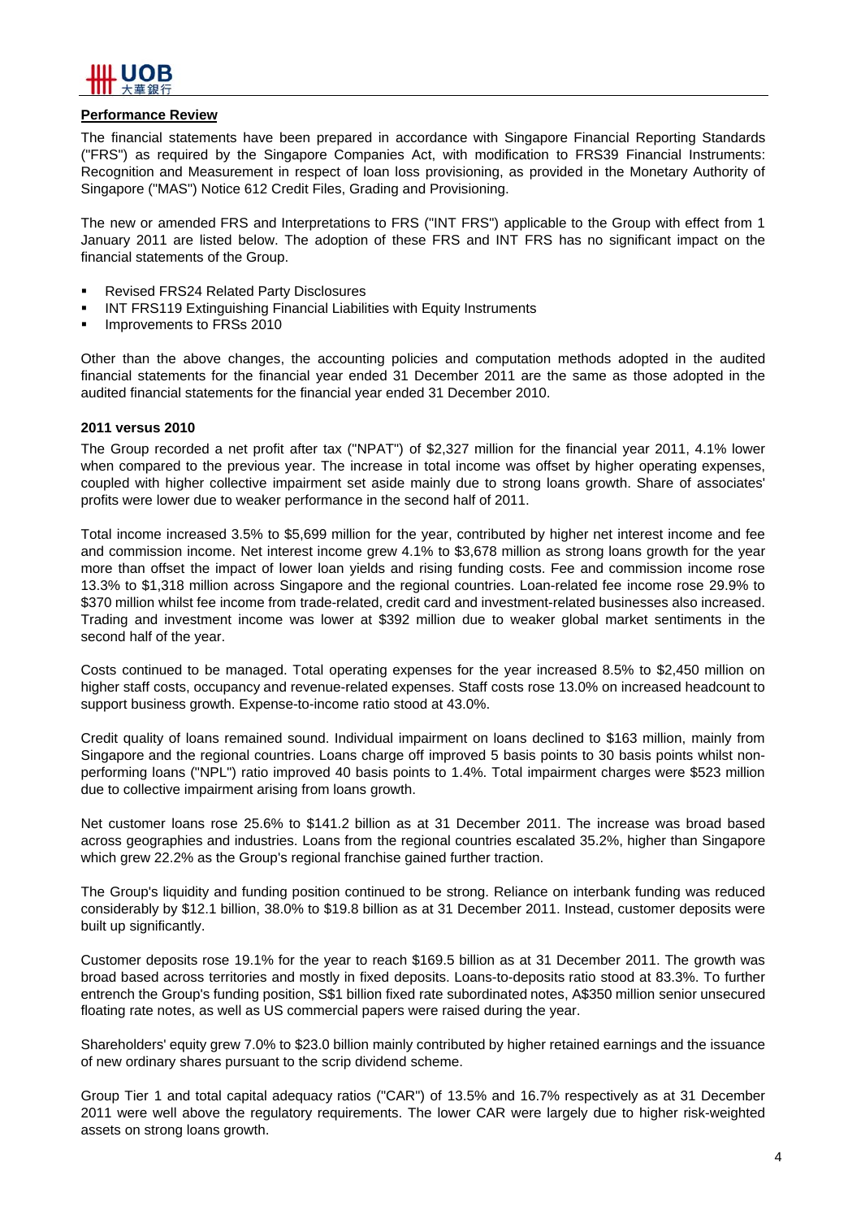## Performance Review

The financial statements have been prepared in accordance with Singapore Financial Reporting Standards ("FRS") as required by the Singapore Companies Act, with modification to FRS39 Financial Instruments: Recognition and Measurement in respect of loan loss provisioning, as provided in the Monetary Authority of Singapore ("MAS") Notice 612 Credit Files, Grading and Provisioning.

The new or amended FRS and Interpretations to FRS ("INT FRS") applicable to the Group with effect from 1 January 2011 are listed below. The adoption of these FRS and INT FRS has no significant impact on the financial statements of the Group.

- Revised FRS24 Related Party Disclosures
- INT FRS119 Extinguishing Financial Liabilities with Equity Instruments
- Improvements to FRSs 2010

Other than the above changes, the accounting policies and computation methods adopted in the audited financial statements for the financial year ended 31 December 2011 are the same as those adopted in the audited financial statements for the financial year ended 31 December 2010.

### 2011 versus 2010

The Group recorded a net profit after tax ("NPAT") of $2,327 million for the financial year 2011, 4.1% lower when compared to the previous year. The increase in total income was offset by higher operating expenses, coupled with higher collective impairment set aside mainly due to strong loans growth. Share of associates' profits were lower due to weaker performance in the second half of 2011.

Total income increased 3.5% to $5,699 million for the year, contributed by higher net interest income and fee and commission income. Net interest income grew 4.1% to $3,678 million as strong loans growth for the year more than offset the impact of lower loan yields and rising funding costs. Fee and commission income rose 13.3% to $1,318 million across Singapore and the regional countries. Loan-related fee income rose 29.9% to $370 million whilst fee income from trade-related, credit card and investment-related businesses also increased. Trading and investment income was lower at $392 million due to weaker global market sentiments in the second half of the year.

Costs continued to be managed. Total operating expenses for the year increased 8.5% to $2,450 million on higher staff costs, occupancy and revenue-related expenses. Staff costs rose 13.0% on increased headcount to support business growth. Expense-to-income ratio stood at 43.0%.

Credit quality of loans remained sound. Individual impairment on loans declined to $163 million, mainly from Singapore and the regional countries. Loans charge off improved 5 basis points to 30 basis points whilst non-performing loans ("NPL") ratio improved 40 basis points to 1.4%. Total impairment charges were $523 million due to collective impairment arising from loans growth.

Net customer loans rose 25.6% to $141.2 billion as at 31 December 2011. The increase was broad based across geographies and industries. Loans from the regional countries escalated 35.2%, higher than Singapore which grew 22.2% as the Group's regional franchise gained further traction.

The Group's liquidity and funding position continued to be strong. Reliance on interbank funding was reduced considerably by $12.1 billion, 38.0% to $19.8 billion as at 31 December 2011. Instead, customer deposits were built up significantly.

Customer deposits rose 19.1% for the year to reach $169.5 billion as at 31 December 2011. The growth was broad based across territories and mostly in fixed deposits. Loans-to-deposits ratio stood at 83.3%. To further entrench the Group's funding position, S$1 billion fixed rate subordinated notes, A$350 million senior unsecured floating rate notes, as well as US commercial papers were raised during the year.

Shareholders' equity grew 7.0% to $23.0 billion mainly contributed by higher retained earnings and the issuance of new ordinary shares pursuant to the scrip dividend scheme.

Group Tier 1 and total capital adequacy ratios ("CAR") of 13.5% and 16.7% respectively as at 31 December 2011 were well above the regulatory requirements. The lower CAR were largely due to higher risk-weighted assets on strong loans growth.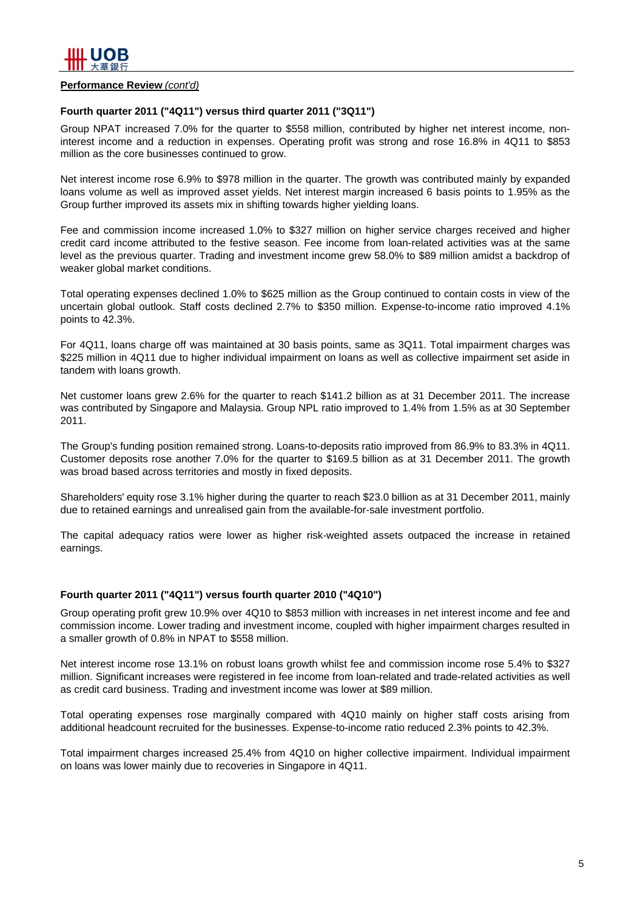**Performance Review** *(cont'd)*

**Fourth quarter 2011 ("4Q11") versus third quarter 2011 ("3Q11")**

Group NPAT increased 7.0% for the quarter to $558 million, contributed by higher net interest income, non-interest income and a reduction in expenses. Operating profit was strong and rose 16.8% in 4Q11 to $853 million as the core businesses continued to grow.

Net interest income rose 6.9% to $978 million in the quarter. The growth was contributed mainly by expanded loans volume as well as improved asset yields. Net interest margin increased 6 basis points to 1.95% as the Group further improved its assets mix in shifting towards higher yielding loans.

Fee and commission income increased 1.0% to $327 million on higher service charges received and higher credit card income attributed to the festive season. Fee income from loan-related activities was at the same level as the previous quarter. Trading and investment income grew 58.0% to $89 million amidst a backdrop of weaker global market conditions.

Total operating expenses declined 1.0% to $625 million as the Group continued to contain costs in view of the uncertain global outlook. Staff costs declined 2.7% to $350 million. Expense-to-income ratio improved 4.1% points to 42.3%.

For 4Q11, loans charge off was maintained at 30 basis points, same as 3Q11. Total impairment charges was $225 million in 4Q11 due to higher individual impairment on loans as well as collective impairment set aside in tandem with loans growth.

Net customer loans grew 2.6% for the quarter to reach $141.2 billion as at 31 December 2011. The increase was contributed by Singapore and Malaysia. Group NPL ratio improved to 1.4% from 1.5% as at 30 September 2011.

The Group's funding position remained strong. Loans-to-deposits ratio improved from 86.9% to 83.3% in 4Q11. Customer deposits rose another 7.0% for the quarter to $169.5 billion as at 31 December 2011. The growth was broad based across territories and mostly in fixed deposits.

Shareholders' equity rose 3.1% higher during the quarter to reach $23.0 billion as at 31 December 2011, mainly due to retained earnings and unrealised gain from the available-for-sale investment portfolio.

The capital adequacy ratios were lower as higher risk-weighted assets outpaced the increase in retained earnings.

**Fourth quarter 2011 ("4Q11") versus fourth quarter 2010 ("4Q10")**

Group operating profit grew 10.9% over 4Q10 to $853 million with increases in net interest income and fee and commission income. Lower trading and investment income, coupled with higher impairment charges resulted in a smaller growth of 0.8% in NPAT to $558 million.

Net interest income rose 13.1% on robust loans growth whilst fee and commission income rose 5.4% to $327 million. Significant increases were registered in fee income from loan-related and trade-related activities as well as credit card business. Trading and investment income was lower at $89 million.

Total operating expenses rose marginally compared with 4Q10 mainly on higher staff costs arising from additional headcount recruited for the businesses. Expense-to-income ratio reduced 2.3% points to 42.3%.

Total impairment charges increased 25.4% from 4Q10 on higher collective impairment. Individual impairment on loans was lower mainly due to recoveries in Singapore in 4Q11.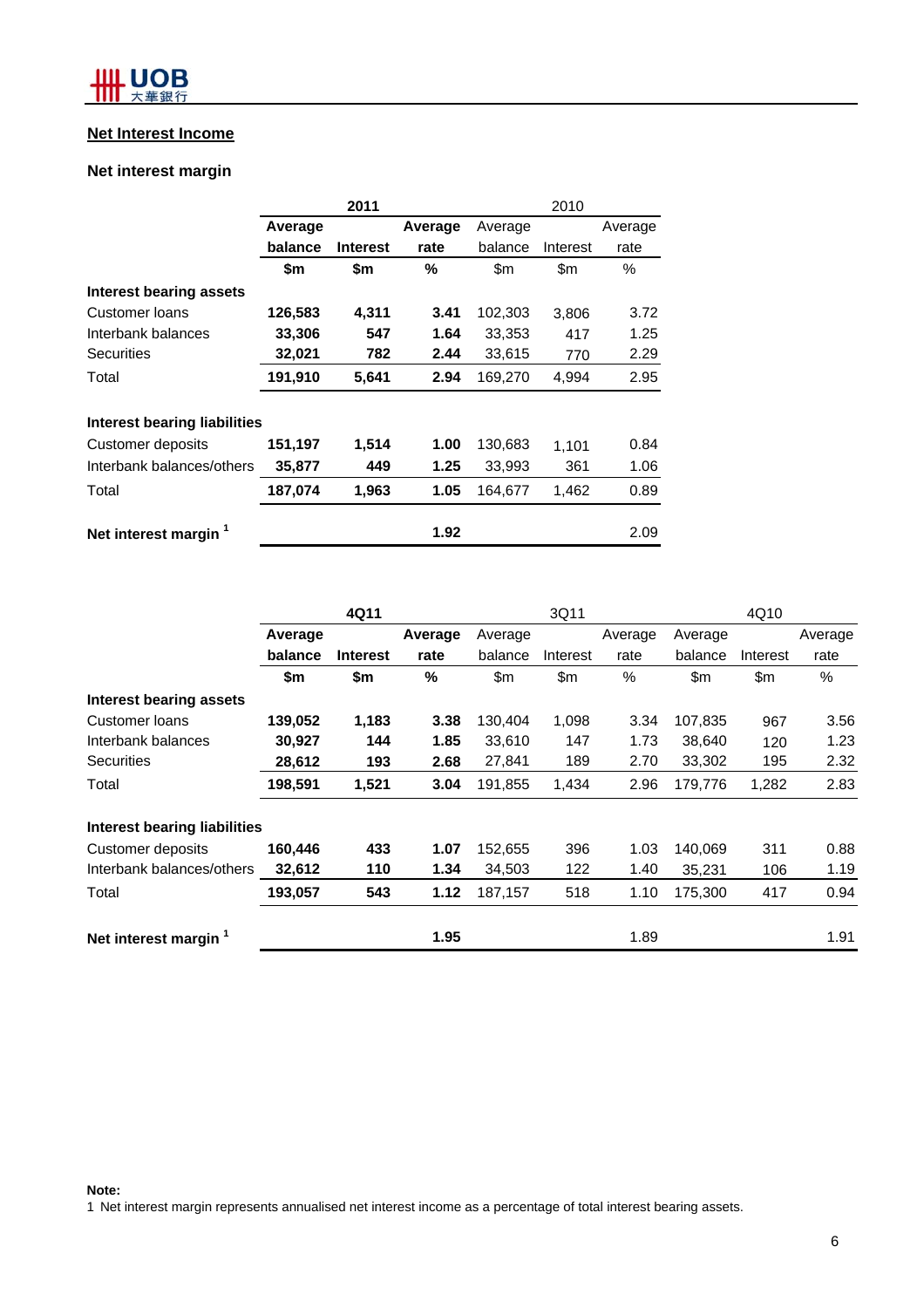## Net Interest Income

### Net interest margin

| | 2011 | | | 2010 | | |
|---|---|---|---|---|---|---|
| | **Average balance** | **Interest** | **Average rate** | Average balance | Interest | Average rate |
| | **$m** | **$m** | **%** | $m | $m | % |
| **Interest bearing assets** | | | | | | |
| Customer loans | **126,583** | **4,311** | **3.41** | 102,303 | 3,806 | 3.72 |
| Interbank balances | **33,306** | **547** | **1.64** | 33,353 | 417 | 1.25 |
| Securities | **32,021** | **782** | **2.44** | 33,615 | 770 | 2.29 |
| Total | **191,910** | **5,641** | **2.94** | 169,270 | 4,994 | 2.95 |
| | | | | | | |
| **Interest bearing liabilities** | | | | | | |
| Customer deposits | **151,197** | **1,514** | **1.00** | 130,683 | 1,101 | 0.84 |
| Interbank balances/others | **35,877** | **449** | **1.25** | 33,993 | 361 | 1.06 |
| Total | **187,074** | **1,963** | **1.05** | 164,677 | 1,462 | 0.89 |
| | | | | | | |
| **Net interest margin** [1] | | | **1.92** | | | 2.09 |

| | 4Q11 | | | 3Q11 | | | 4Q10 | | |
|---|---|---|---|---|---|---|---|---|---|
| | **Average balance** | **Interest** | **Average rate** | Average balance | Interest | Average rate | Average balance | Interest | Average rate |
| | **$m** | **$m** | **%** | $m | $m | % | $m | $m | % |
| **Interest bearing assets** | | | | | | | | | |
| Customer loans | **139,052** | **1,183** | **3.38** | 130,404 | 1,098 | 3.34 | 107,835 | 967 | 3.56 |
| Interbank balances | **30,927** | **144** | **1.85** | 33,610 | 147 | 1.73 | 38,640 | 120 | 1.23 |
| Securities | **28,612** | **193** | **2.68** | 27,841 | 189 | 2.70 | 33,302 | 195 | 2.32 |
| Total | **198,591** | **1,521** | **3.04** | 191,855 | 1,434 | 2.96 | 179,776 | 1,282 | 2.83 |
| | | | | | | | | | |
| **Interest bearing liabilities** | | | | | | | | | |
| Customer deposits | **160,446** | **433** | **1.07** | 152,655 | 396 | 1.03 | 140,069 | 311 | 0.88 |
| Interbank balances/others | **32,612** | **110** | **1.34** | 34,503 | 122 | 1.40 | 35,231 | 106 | 1.19 |
| Total | **193,057** | **543** | **1.12** | 187,157 | 518 | 1.10 | 175,300 | 417 | 0.94 |
| | | | | | | | | | |
| **Net interest margin** [1] | | | **1.95** | | | 1.89 | | | 1.91 |

**Note:**

1 Net interest margin represents annualised net interest income as a percentage of total interest bearing assets.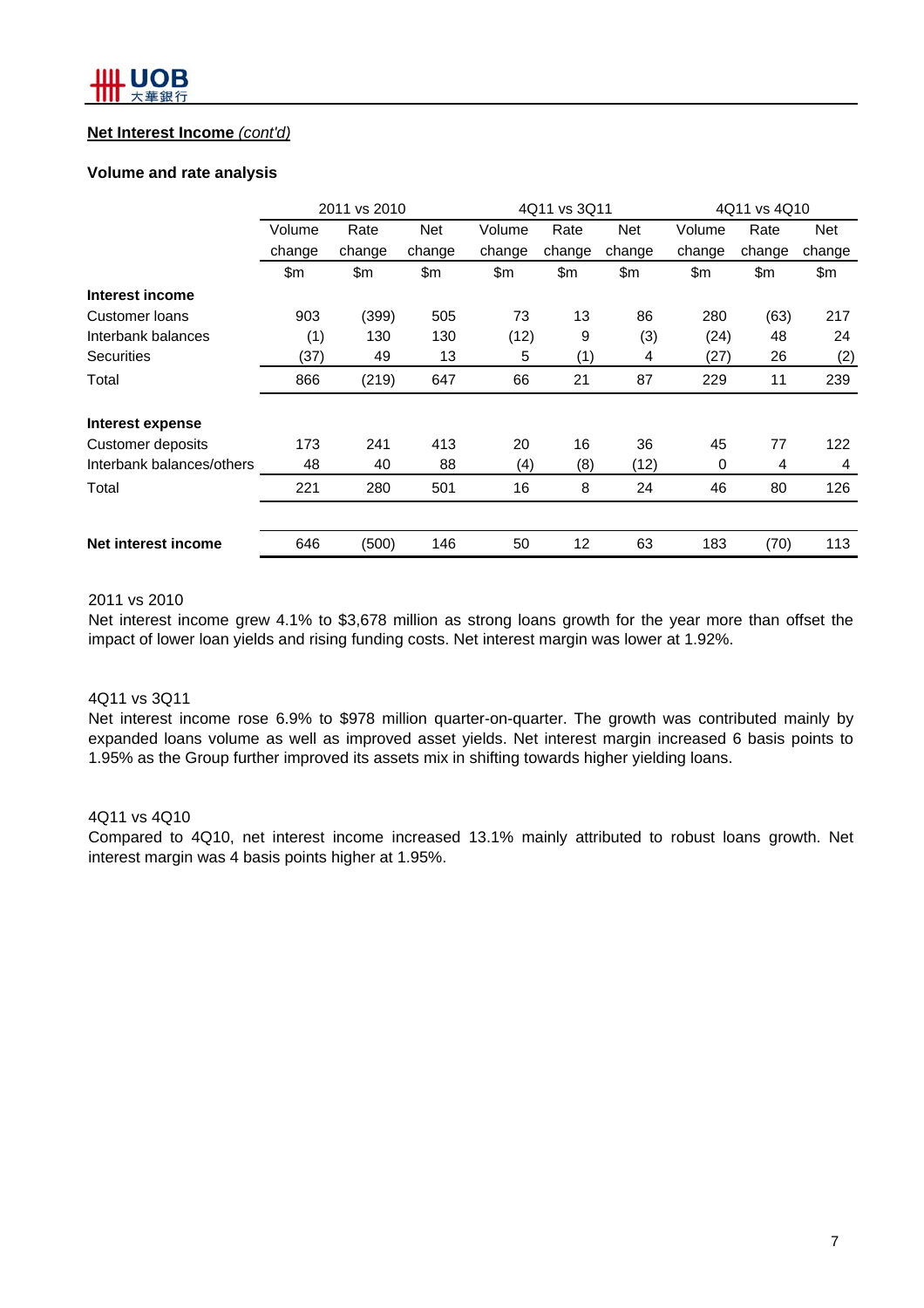**Net Interest Income** *(cont'd)*

**Volume and rate analysis**

| | 2011 vs 2010 | | | 4Q11 vs 3Q11 | | | 4Q11 vs 4Q10 | | |
|---|---|---|---|---|---|---|---|---|---|
| | Volume change | Rate change | Net change | Volume change | Rate change | Net change | Volume change | Rate change | Net change |
| | $m | $m | $m | $m | $m | $m | $m | $m | $m |
| **Interest income** | | | | | | | | | |
| Customer loans | 903 | (399) | 505 | 73 | 13 | 86 | 280 | (63) | 217 |
| Interbank balances | (1) | 130 | 130 | (12) | 9 | (3) | (24) | 48 | 24 |
| Securities | (37) | 49 | 13 | 5 | (1) | 4 | (27) | 26 | (2) |
| Total | 866 | (219) | 647 | 66 | 21 | 87 | 229 | 11 | 239 |
| **Interest expense** | | | | | | | | | |
| Customer deposits | 173 | 241 | 413 | 20 | 16 | 36 | 45 | 77 | 122 |
| Interbank balances/others | 48 | 40 | 88 | (4) | (8) | (12) | 0 | 4 | 4 |
| Total | 221 | 280 | 501 | 16 | 8 | 24 | 46 | 80 | 126 |
| **Net interest income** | 646 | (500) | 146 | 50 | 12 | 63 | 183 | (70) | 113 |

2011 vs 2010

Net interest income grew 4.1% to $3,678 million as strong loans growth for the year more than offset the impact of lower loan yields and rising funding costs. Net interest margin was lower at 1.92%.

4Q11 vs 3Q11

Net interest income rose 6.9% to $978 million quarter-on-quarter. The growth was contributed mainly by expanded loans volume as well as improved asset yields. Net interest margin increased 6 basis points to 1.95% as the Group further improved its assets mix in shifting towards higher yielding loans.

4Q11 vs 4Q10

Compared to 4Q10, net interest income increased 13.1% mainly attributed to robust loans growth. Net interest margin was 4 basis points higher at 1.95%.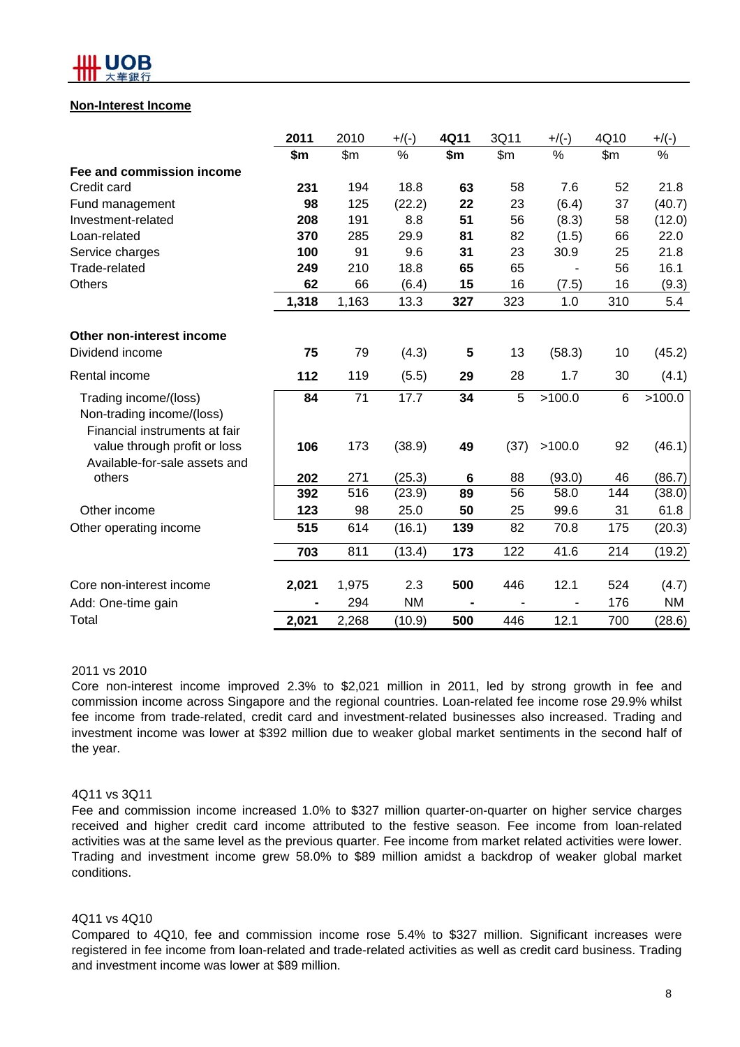## Non-Interest Income

| | 2011 | 2010 | +/(-) | 4Q11 | 3Q11 | +/(-) | 4Q10 | +/(-) |
|---|---|---|---|---|---|---|---|---|
| | **$m** | $m | % | **$m** | $m | % | $m | % |
| **Fee and commission income** | | | | | | | | |
| Credit card | **231** | 194 | 18.8 | **63** | 58 | 7.6 | 52 | 21.8 |
| Fund management | **98** | 125 | (22.2) | **22** | 23 | (6.4) | 37 | (40.7) |
| Investment-related | **208** | 191 | 8.8 | **51** | 56 | (8.3) | 58 | (12.0) |
| Loan-related | **370** | 285 | 29.9 | **81** | 82 | (1.5) | 66 | 22.0 |
| Service charges | **100** | 91 | 9.6 | **31** | 23 | 30.9 | 25 | 21.8 |
| Trade-related | **249** | 210 | 18.8 | **65** | 65 | - | 56 | 16.1 |
| Others | **62** | 66 | (6.4) | **15** | 16 | (7.5) | 16 | (9.3) |
| | **1,318** | 1,163 | 13.3 | **327** | 323 | 1.0 | 310 | 5.4 |
| **Other non-interest income** | | | | | | | | |
| Dividend income | **75** | 79 | (4.3) | **5** | 13 | (58.3) | 10 | (45.2) |
| Rental income | **112** | 119 | (5.5) | **29** | 28 | 1.7 | 30 | (4.1) |
| Trading income/(loss) | **84** | 71 | 17.7 | **34** | 5 | >100.0 | 6 | >100.0 |
| Non-trading income/(loss) | | | | | | | | |
| Financial instruments at fair value through profit or loss | **106** | 173 | (38.9) | **49** | (37) | >100.0 | 92 | (46.1) |
| Available-for-sale assets and others | **202** | 271 | (25.3) | **6** | 88 | (93.0) | 46 | (86.7) |
| | **392** | 516 | (23.9) | **89** | 56 | 58.0 | 144 | (38.0) |
| Other income | **123** | 98 | 25.0 | **50** | 25 | 99.6 | 31 | 61.8 |
| Other operating income | **515** | 614 | (16.1) | **139** | 82 | 70.8 | 175 | (20.3) |
| | **703** | 811 | (13.4) | **173** | 122 | 41.6 | 214 | (19.2) |
| Core non-interest income | **2,021** | 1,975 | 2.3 | **500** | 446 | 12.1 | 524 | (4.7) |
| Add: One-time gain | **-** | 294 | NM | **-** | - | - | 176 | NM |
| Total | **2,021** | 2,268 | (10.9) | **500** | 446 | 12.1 | 700 | (28.6) |

2011 vs 2010

Core non-interest income improved 2.3% to $2,021 million in 2011, led by strong growth in fee and commission income across Singapore and the regional countries. Loan-related fee income rose 29.9% whilst fee income from trade-related, credit card and investment-related businesses also increased. Trading and investment income was lower at $392 million due to weaker global market sentiments in the second half of the year.

4Q11 vs 3Q11

Fee and commission income increased 1.0% to $327 million quarter-on-quarter on higher service charges received and higher credit card income attributed to the festive season. Fee income from loan-related activities was at the same level as the previous quarter. Fee income from market related activities were lower. Trading and investment income grew 58.0% to $89 million amidst a backdrop of weaker global market conditions.

4Q11 vs 4Q10

Compared to 4Q10, fee and commission income rose 5.4% to $327 million. Significant increases were registered in fee income from loan-related and trade-related activities as well as credit card business. Trading and investment income was lower at $89 million.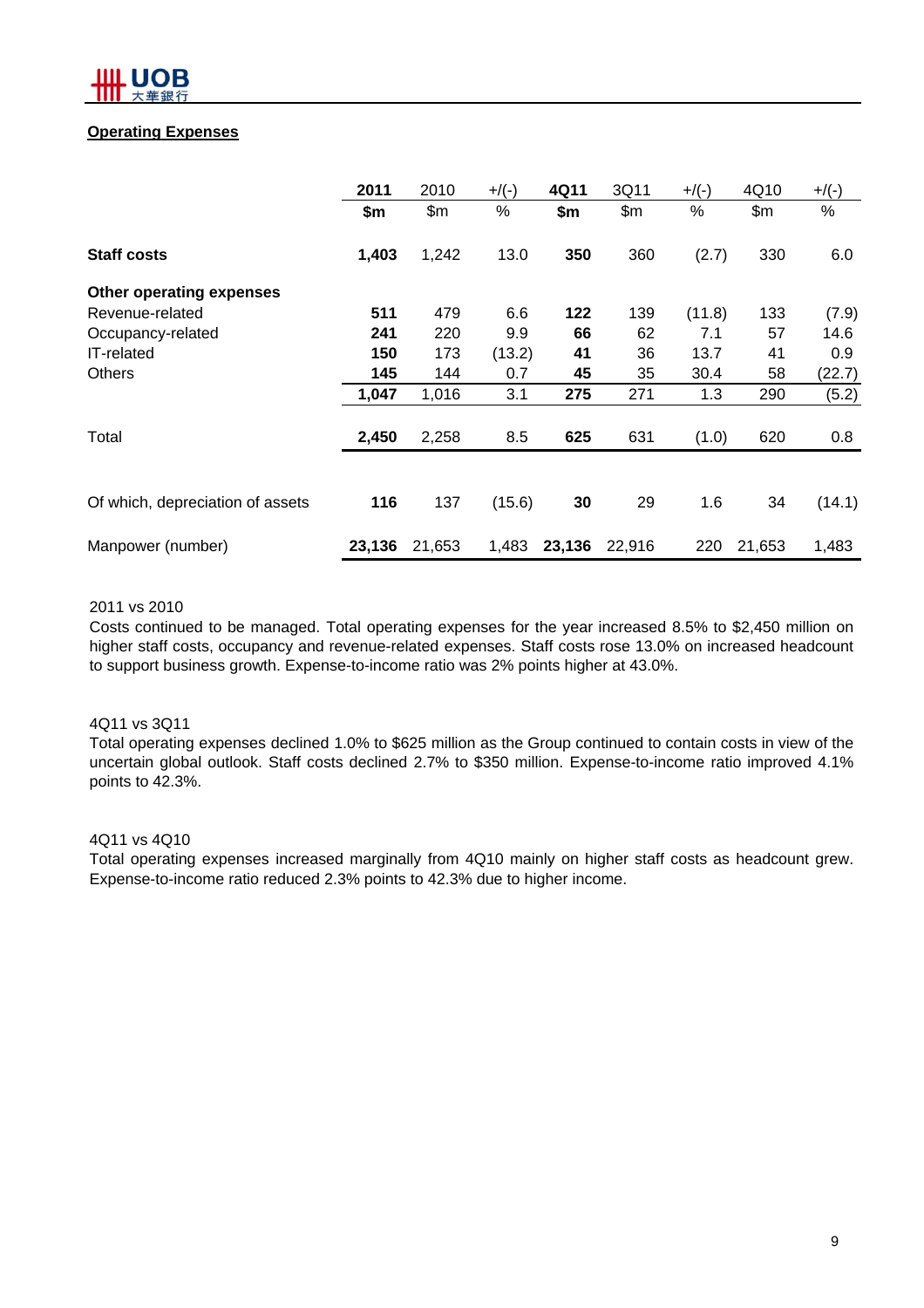## Operating Expenses

| | 2011 | 2010 | +/(-) | 4Q11 | 3Q11 | +/(-) | 4Q10 | +/(-) |
|---|---|---|---|---|---|---|---|---|
| | **$m** | $m | % | **$m** | $m | % | $m | % |
| **Staff costs** | **1,403** | 1,242 | 13.0 | **350** | 360 | (2.7) | 330 | 6.0 |
| **Other operating expenses** | | | | | | | | |
| Revenue-related | **511** | 479 | 6.6 | **122** | 139 | (11.8) | 133 | (7.9) |
| Occupancy-related | **241** | 220 | 9.9 | **66** | 62 | 7.1 | 57 | 14.6 |
| IT-related | **150** | 173 | (13.2) | **41** | 36 | 13.7 | 41 | 0.9 |
| Others | **145** | 144 | 0.7 | **45** | 35 | 30.4 | 58 | (22.7) |
| | **1,047** | 1,016 | 3.1 | **275** | 271 | 1.3 | 290 | (5.2) |
| Total | **2,450** | 2,258 | 8.5 | **625** | 631 | (1.0) | 620 | 0.8 |
| Of which, depreciation of assets | **116** | 137 | (15.6) | **30** | 29 | 1.6 | 34 | (14.1) |
| Manpower (number) | **23,136** | 21,653 | 1,483 | **23,136** | 22,916 | 220 | 21,653 | 1,483 |

2011 vs 2010

Costs continued to be managed. Total operating expenses for the year increased 8.5% to $2,450 million on higher staff costs, occupancy and revenue-related expenses. Staff costs rose 13.0% on increased headcount to support business growth. Expense-to-income ratio was 2% points higher at 43.0%.

4Q11 vs 3Q11

Total operating expenses declined 1.0% to $625 million as the Group continued to contain costs in view of the uncertain global outlook. Staff costs declined 2.7% to $350 million. Expense-to-income ratio improved 4.1% points to 42.3%.

4Q11 vs 4Q10

Total operating expenses increased marginally from 4Q10 mainly on higher staff costs as headcount grew. Expense-to-income ratio reduced 2.3% points to 42.3% due to higher income.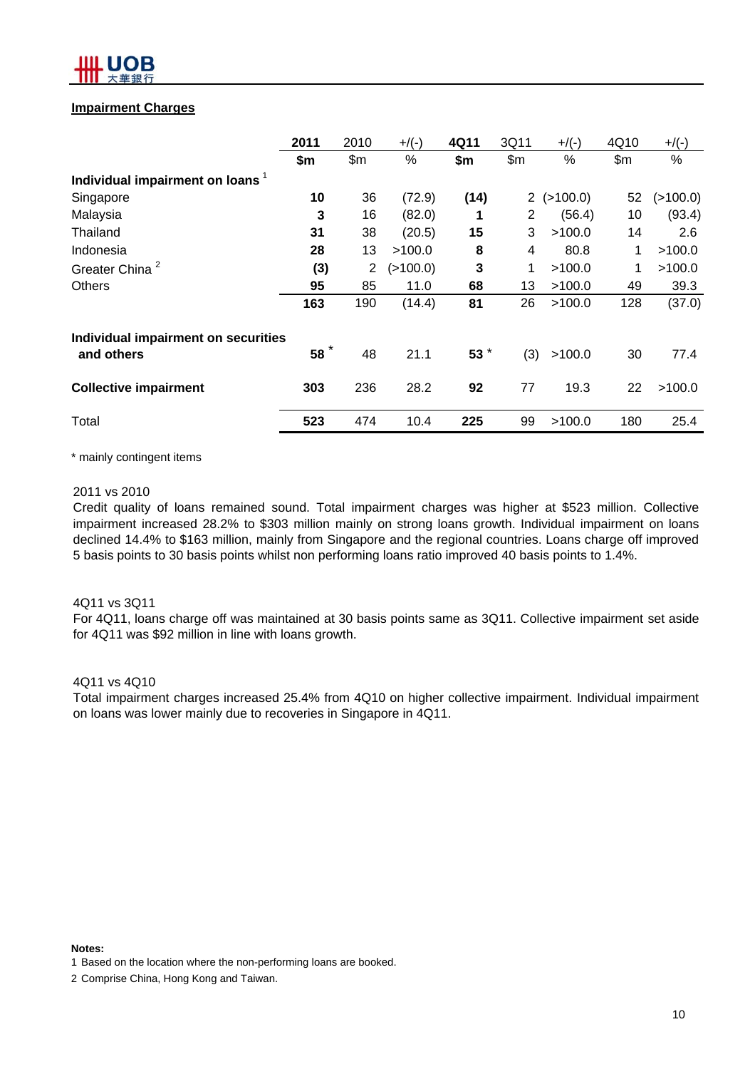## Impairment Charges

| | 2011 | 2010 | +/(-) | 4Q11 | 3Q11 | +/(-) | 4Q10 | +/(-) |
|---|---|---|---|---|---|---|---|---|
| | **$m** | $m | % | **$m** | $m | % | $m | % |
| **Individual impairment on loans** [1] | | | | | | | | |
| Singapore | **10** | 36 | (72.9) | **(14)** | 2 | (>100.0) | 52 | (>100.0) |
| Malaysia | **3** | 16 | (82.0) | **1** | 2 | (56.4) | 10 | (93.4) |
| Thailand | **31** | 38 | (20.5) | **15** | 3 | >100.0 | 14 | 2.6 |
| Indonesia | **28** | 13 | >100.0 | **8** | 4 | 80.8 | 1 | >100.0 |
| Greater China [2] | **(3)** | 2 | (>100.0) | **3** | 1 | >100.0 | 1 | >100.0 |
| Others | **95** | 85 | 11.0 | **68** | 13 | >100.0 | 49 | 39.3 |
| | **163** | 190 | (14.4) | **81** | 26 | >100.0 | 128 | (37.0) |
| **Individual impairment on securities and others** | **58** * | 48 | 21.1 | **53** * | (3) | >100.0 | 30 | 77.4 |
| **Collective impairment** | **303** | 236 | 28.2 | **92** | 77 | 19.3 | 22 | >100.0 |
| Total | **523** | 474 | 10.4 | **225** | 99 | >100.0 | 180 | 25.4 |

* mainly contingent items

2011 vs 2010

Credit quality of loans remained sound. Total impairment charges was higher at $523 million. Collective impairment increased 28.2% to $303 million mainly on strong loans growth. Individual impairment on loans declined 14.4% to $163 million, mainly from Singapore and the regional countries. Loans charge off improved 5 basis points to 30 basis points whilst non performing loans ratio improved 40 basis points to 1.4%.

4Q11 vs 3Q11

For 4Q11, loans charge off was maintained at 30 basis points same as 3Q11. Collective impairment set aside for 4Q11 was $92 million in line with loans growth.

4Q11 vs 4Q10

Total impairment charges increased 25.4% from 4Q10 on higher collective impairment. Individual impairment on loans was lower mainly due to recoveries in Singapore in 4Q11.

**Notes:**

1 Based on the location where the non-performing loans are booked.

2 Comprise China, Hong Kong and Taiwan.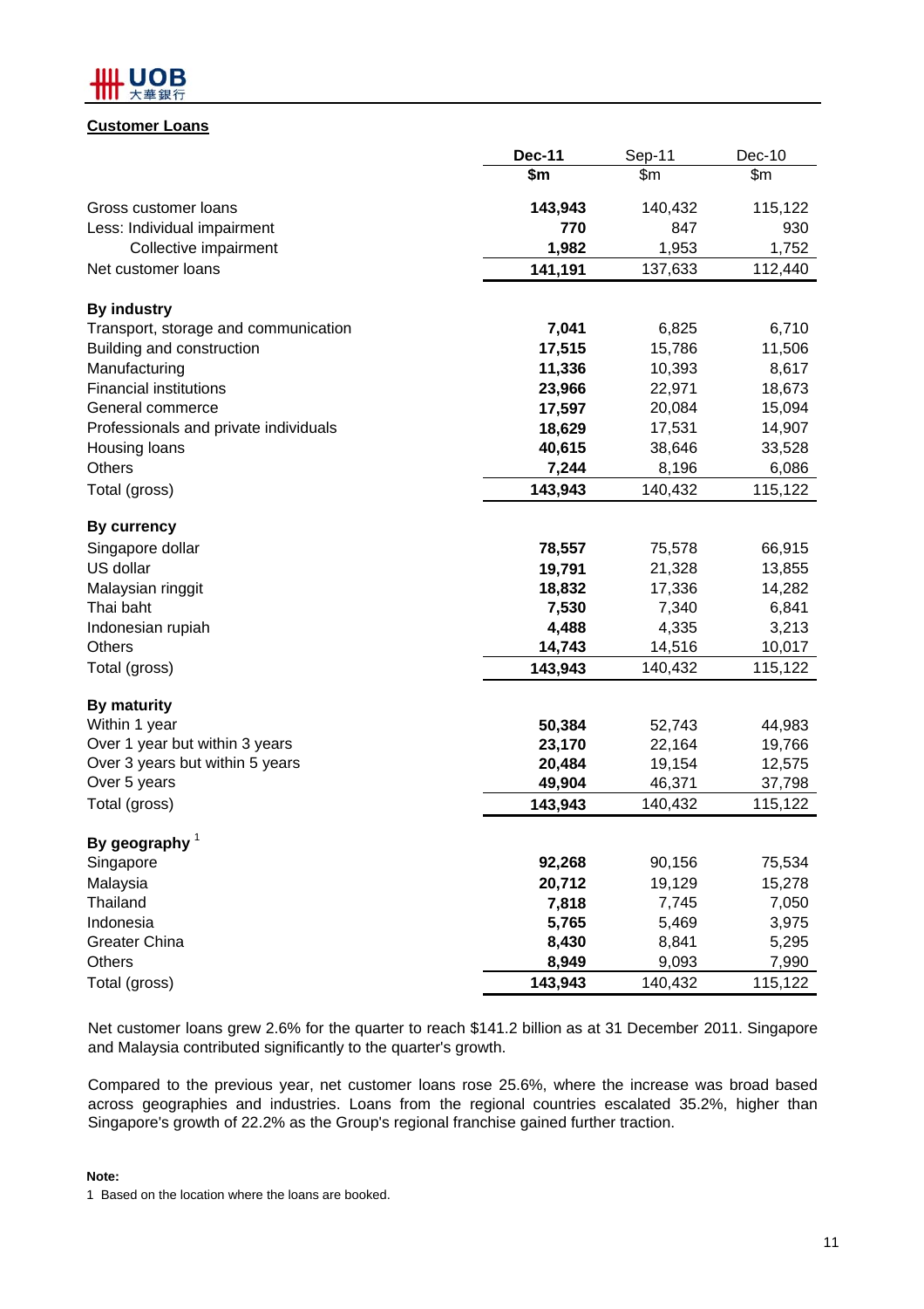## Customer Loans

| | Dec-11 | Sep-11 | Dec-10 |
|---|---|---|---|
| | $m | $m | $m |
| Gross customer loans | **143,943** | 140,432 | 115,122 |
| Less: Individual impairment | **770** | 847 | 930 |
| Collective impairment | **1,982** | 1,953 | 1,752 |
| Net customer loans | **141,191** | 137,633 | 112,440 |
| **By industry** | | | |
| Transport, storage and communication | **7,041** | 6,825 | 6,710 |
| Building and construction | **17,515** | 15,786 | 11,506 |
| Manufacturing | **11,336** | 10,393 | 8,617 |
| Financial institutions | **23,966** | 22,971 | 18,673 |
| General commerce | **17,597** | 20,084 | 15,094 |
| Professionals and private individuals | **18,629** | 17,531 | 14,907 |
| Housing loans | **40,615** | 38,646 | 33,528 |
| Others | **7,244** | 8,196 | 6,086 |
| Total (gross) | **143,943** | 140,432 | 115,122 |
| **By currency** | | | |
| Singapore dollar | **78,557** | 75,578 | 66,915 |
| US dollar | **19,791** | 21,328 | 13,855 |
| Malaysian ringgit | **18,832** | 17,336 | 14,282 |
| Thai baht | **7,530** | 7,340 | 6,841 |
| Indonesian rupiah | **4,488** | 4,335 | 3,213 |
| Others | **14,743** | 14,516 | 10,017 |
| Total (gross) | **143,943** | 140,432 | 115,122 |
| **By maturity** | | | |
| Within 1 year | **50,384** | 52,743 | 44,983 |
| Over 1 year but within 3 years | **23,170** | 22,164 | 19,766 |
| Over 3 years but within 5 years | **20,484** | 19,154 | 12,575 |
| Over 5 years | **49,904** | 46,371 | 37,798 |
| Total (gross) | **143,943** | 140,432 | 115,122 |
| **By geography** [1] | | | |
| Singapore | **92,268** | 90,156 | 75,534 |
| Malaysia | **20,712** | 19,129 | 15,278 |
| Thailand | **7,818** | 7,745 | 7,050 |
| Indonesia | **5,765** | 5,469 | 3,975 |
| Greater China | **8,430** | 8,841 | 5,295 |
| Others | **8,949** | 9,093 | 7,990 |
| Total (gross) | **143,943** | 140,432 | 115,122 |

Net customer loans grew 2.6% for the quarter to reach $141.2 billion as at 31 December 2011. Singapore and Malaysia contributed significantly to the quarter's growth.

Compared to the previous year, net customer loans rose 25.6%, where the increase was broad based across geographies and industries. Loans from the regional countries escalated 35.2%, higher than Singapore's growth of 22.2% as the Group's regional franchise gained further traction.

**Note:**

1 Based on the location where the loans are booked.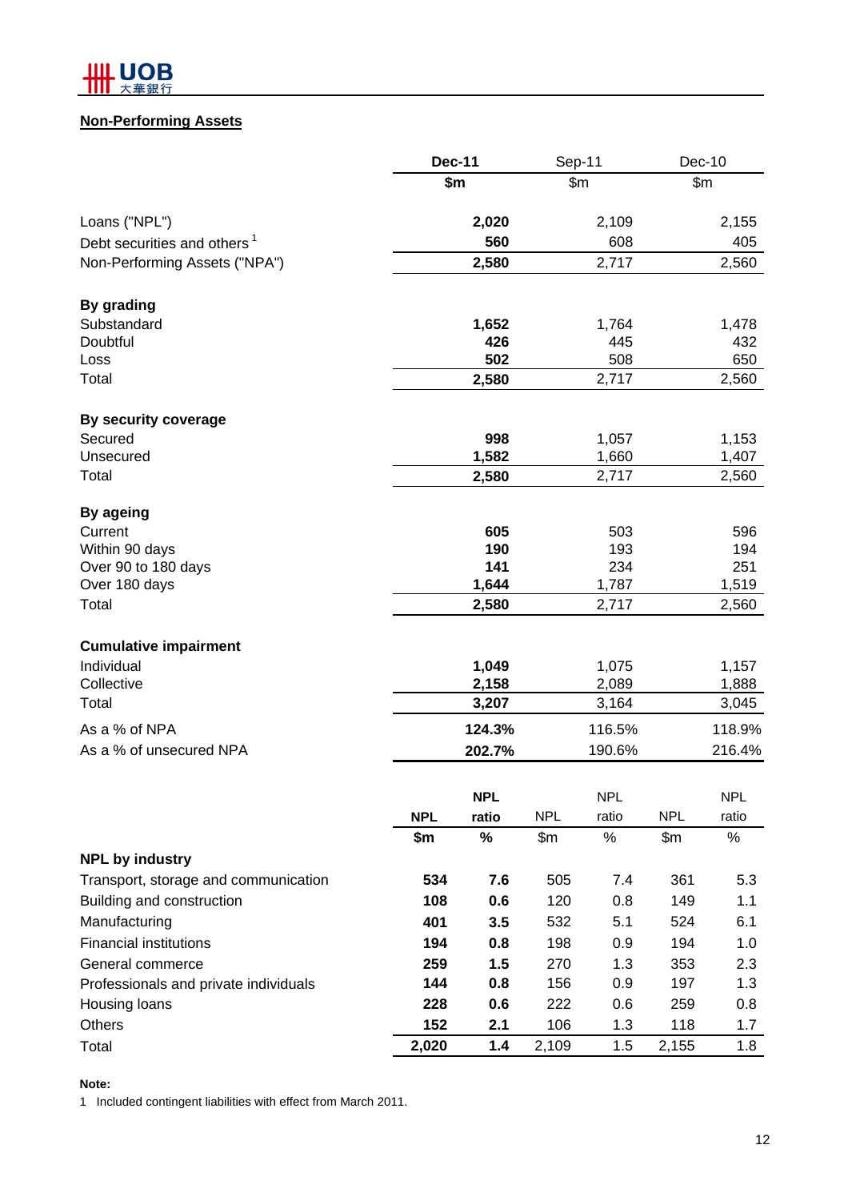## Non-Performing Assets

| | Dec-11 | Sep-11 | Dec-10 |
|---|---|---|---|
| | **$m** | $m | $m |
| Loans ("NPL") | **2,020** | 2,109 | 2,155 |
| Debt securities and others [1] | **560** | 608 | 405 |
| Non-Performing Assets ("NPA") | **2,580** | 2,717 | 2,560 |
| **By grading** | | | |
| Substandard | **1,652** | 1,764 | 1,478 |
| Doubtful | **426** | 445 | 432 |
| Loss | **502** | 508 | 650 |
| Total | **2,580** | 2,717 | 2,560 |
| **By security coverage** | | | |
| Secured | **998** | 1,057 | 1,153 |
| Unsecured | **1,582** | 1,660 | 1,407 |
| Total | **2,580** | 2,717 | 2,560 |
| **By ageing** | | | |
| Current | **605** | 503 | 596 |
| Within 90 days | **190** | 193 | 194 |
| Over 90 to 180 days | **141** | 234 | 251 |
| Over 180 days | **1,644** | 1,787 | 1,519 |
| Total | **2,580** | 2,717 | 2,560 |
| **Cumulative impairment** | | | |
| Individual | **1,049** | 1,075 | 1,157 |
| Collective | **2,158** | 2,089 | 1,888 |
| Total | **3,207** | 3,164 | 3,045 |
| As a % of NPA | **124.3%** | 116.5% | 118.9% |
| As a % of unsecured NPA | **202.7%** | 190.6% | 216.4% |

| | Dec-11 | | Sep-11 | | Dec-10 | |
|---|---|---|---|---|---|---|
| | **NPL** | **NPL ratio** | NPL | NPL ratio | NPL | NPL ratio |
| | **$m** | **%** | $m | % | $m | % |
| **NPL by industry** | | | | | | |
| Transport, storage and communication | **534** | **7.6** | 505 | 7.4 | 361 | 5.3 |
| Building and construction | **108** | **0.6** | 120 | 0.8 | 149 | 1.1 |
| Manufacturing | **401** | **3.5** | 532 | 5.1 | 524 | 6.1 |
| Financial institutions | **194** | **0.8** | 198 | 0.9 | 194 | 1.0 |
| General commerce | **259** | **1.5** | 270 | 1.3 | 353 | 2.3 |
| Professionals and private individuals | **144** | **0.8** | 156 | 0.9 | 197 | 1.3 |
| Housing loans | **228** | **0.6** | 222 | 0.6 | 259 | 0.8 |
| Others | **152** | **2.1** | 106 | 1.3 | 118 | 1.7 |
| Total | **2,020** | **1.4** | 2,109 | 1.5 | 2,155 | 1.8 |

**Note:**

1 Included contingent liabilities with effect from March 2011.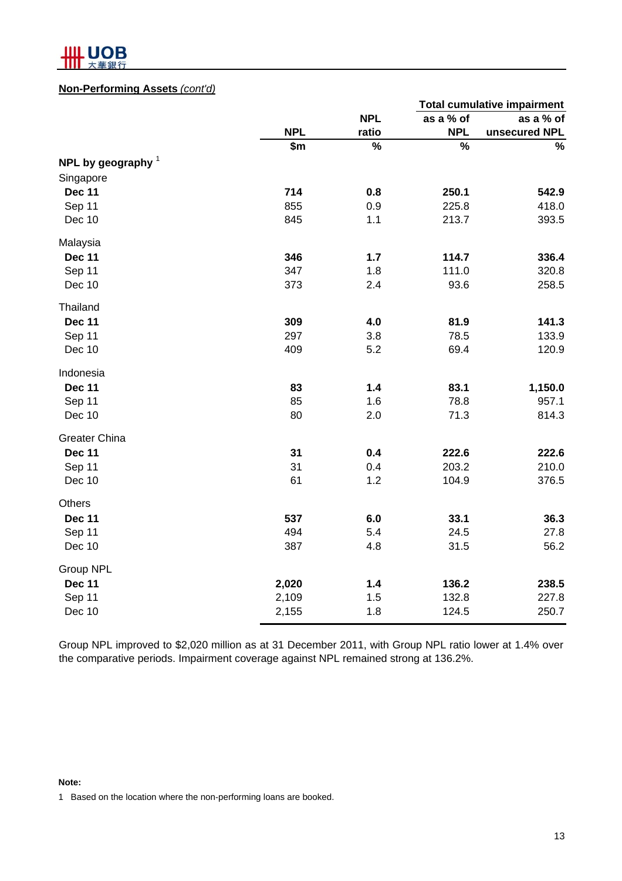**Non-Performing Assets** *(cont'd)*

| | NPL | NPL ratio | Total cumulative impairment as a % of NPL | Total cumulative impairment as a % of unsecured NPL |
|---|---|---|---|---|
| | $m | % | % | % |
| **NPL by geography** [1] | | | | |
| Singapore | | | | |
| **Dec 11** | **714** | **0.8** | **250.1** | **542.9** |
| Sep 11 | 855 | 0.9 | 225.8 | 418.0 |
| Dec 10 | 845 | 1.1 | 213.7 | 393.5 |
| Malaysia | | | | |
| **Dec 11** | **346** | **1.7** | **114.7** | **336.4** |
| Sep 11 | 347 | 1.8 | 111.0 | 320.8 |
| Dec 10 | 373 | 2.4 | 93.6 | 258.5 |
| Thailand | | | | |
| **Dec 11** | **309** | **4.0** | **81.9** | **141.3** |
| Sep 11 | 297 | 3.8 | 78.5 | 133.9 |
| Dec 10 | 409 | 5.2 | 69.4 | 120.9 |
| Indonesia | | | | |
| **Dec 11** | **83** | **1.4** | **83.1** | **1,150.0** |
| Sep 11 | 85 | 1.6 | 78.8 | 957.1 |
| Dec 10 | 80 | 2.0 | 71.3 | 814.3 |
| Greater China | | | | |
| **Dec 11** | **31** | **0.4** | **222.6** | **222.6** |
| Sep 11 | 31 | 0.4 | 203.2 | 210.0 |
| Dec 10 | 61 | 1.2 | 104.9 | 376.5 |
| Others | | | | |
| **Dec 11** | **537** | **6.0** | **33.1** | **36.3** |
| Sep 11 | 494 | 5.4 | 24.5 | 27.8 |
| Dec 10 | 387 | 4.8 | 31.5 | 56.2 |
| Group NPL | | | | |
| **Dec 11** | **2,020** | **1.4** | **136.2** | **238.5** |
| Sep 11 | 2,109 | 1.5 | 132.8 | 227.8 |
| Dec 10 | 2,155 | 1.8 | 124.5 | 250.7 |

Group NPL improved to $2,020 million as at 31 December 2011, with Group NPL ratio lower at 1.4% over the comparative periods. Impairment coverage against NPL remained strong at 136.2%.

**Note:**

1 Based on the location where the non-performing loans are booked.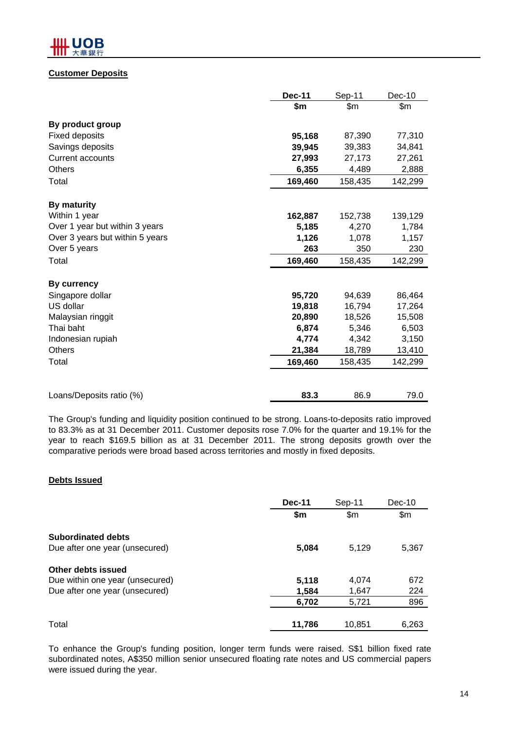## Customer Deposits

| | Dec-11 | Sep-11 | Dec-10 |
|---|---|---|---|
| | **$m** | $m | $m |
| **By product group** | | | |
| Fixed deposits | **95,168** | 87,390 | 77,310 |
| Savings deposits | **39,945** | 39,383 | 34,841 |
| Current accounts | **27,993** | 27,173 | 27,261 |
| Others | **6,355** | 4,489 | 2,888 |
| Total | **169,460** | 158,435 | 142,299 |
| **By maturity** | | | |
| Within 1 year | **162,887** | 152,738 | 139,129 |
| Over 1 year but within 3 years | **5,185** | 4,270 | 1,784 |
| Over 3 years but within 5 years | **1,126** | 1,078 | 1,157 |
| Over 5 years | **263** | 350 | 230 |
| Total | **169,460** | 158,435 | 142,299 |
| **By currency** | | | |
| Singapore dollar | **95,720** | 94,639 | 86,464 |
| US dollar | **19,818** | 16,794 | 17,264 |
| Malaysian ringgit | **20,890** | 18,526 | 15,508 |
| Thai baht | **6,874** | 5,346 | 6,503 |
| Indonesian rupiah | **4,774** | 4,342 | 3,150 |
| Others | **21,384** | 18,789 | 13,410 |
| Total | **169,460** | 158,435 | 142,299 |
| Loans/Deposits ratio (%) | **83.3** | 86.9 | 79.0 |

The Group's funding and liquidity position continued to be strong. Loans-to-deposits ratio improved to 83.3% as at 31 December 2011. Customer deposits rose 7.0% for the quarter and 19.1% for the year to reach $169.5 billion as at 31 December 2011. The strong deposits growth over the comparative periods were broad based across territories and mostly in fixed deposits.

## Debts Issued

| | Dec-11 | Sep-11 | Dec-10 |
|---|---|---|---|
| | **$m** | $m | $m |
| **Subordinated debts** | | | |
| Due after one year (unsecured) | **5,084** | 5,129 | 5,367 |
| **Other debts issued** | | | |
| Due within one year (unsecured) | **5,118** | 4,074 | 672 |
| Due after one year (unsecured) | **1,584** | 1,647 | 224 |
| | **6,702** | 5,721 | 896 |
| Total | **11,786** | 10,851 | 6,263 |

To enhance the Group's funding position, longer term funds were raised. S$1 billion fixed rate subordinated notes, A$350 million senior unsecured floating rate notes and US commercial papers were issued during the year.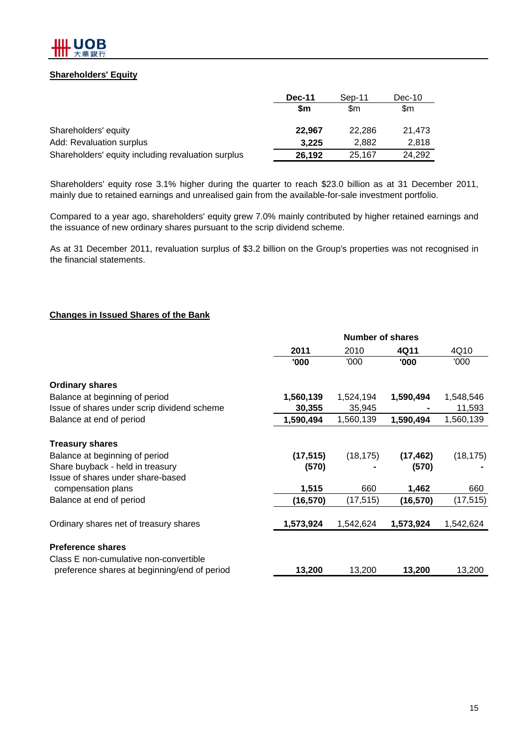## Shareholders' Equity

| | Dec-11 | Sep-11 | Dec-10 |
|---|---|---|---|
| | $m | $m | $m |
| Shareholders' equity | 22,967 | 22,286 | 21,473 |
| Add: Revaluation surplus | 3,225 | 2,882 | 2,818 |
| Shareholders' equity including revaluation surplus | 26,192 | 25,167 | 24,292 |

Shareholders' equity rose 3.1% higher during the quarter to reach $23.0 billion as at 31 December 2011, mainly due to retained earnings and unrealised gain from the available-for-sale investment portfolio.

Compared to a year ago, shareholders' equity grew 7.0% mainly contributed by higher retained earnings and the issuance of new ordinary shares pursuant to the scrip dividend scheme.

As at 31 December 2011, revaluation surplus of $3.2 billion on the Group's properties was not recognised in the financial statements.

## Changes in Issued Shares of the Bank

| | Number of shares | | | |
|---|---|---|---|---|
| | 2011 | 2010 | 4Q11 | 4Q10 |
| | '000 | '000 | '000 | '000 |
| **Ordinary shares** | | | | |
| Balance at beginning of period | 1,560,139 | 1,524,194 | 1,590,494 | 1,548,546 |
| Issue of shares under scrip dividend scheme | 30,355 | 35,945 | - | 11,593 |
| Balance at end of period | 1,590,494 | 1,560,139 | 1,590,494 | 1,560,139 |
| **Treasury shares** | | | | |
| Balance at beginning of period | (17,515) | (18,175) | (17,462) | (18,175) |
| Share buyback - held in treasury | (570) | - | (570) | - |
| Issue of shares under share-based compensation plans | 1,515 | 660 | 1,462 | 660 |
| Balance at end of period | (16,570) | (17,515) | (16,570) | (17,515) |
| Ordinary shares net of treasury shares | 1,573,924 | 1,542,624 | 1,573,924 | 1,542,624 |
| **Preference shares** | | | | |
| Class E non-cumulative non-convertible preference shares at beginning/end of period | 13,200 | 13,200 | 13,200 | 13,200 |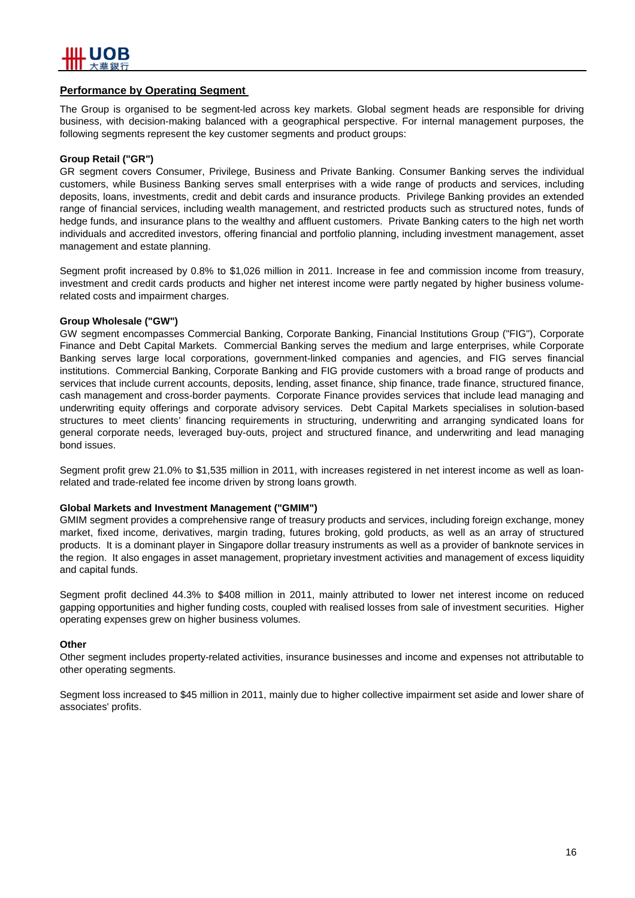## Performance by Operating Segment

The Group is organised to be segment-led across key markets. Global segment heads are responsible for driving business, with decision-making balanced with a geographical perspective. For internal management purposes, the following segments represent the key customer segments and product groups:

**Group Retail ("GR")**

GR segment covers Consumer, Privilege, Business and Private Banking. Consumer Banking serves the individual customers, while Business Banking serves small enterprises with a wide range of products and services, including deposits, loans, investments, credit and debit cards and insurance products. Privilege Banking provides an extended range of financial services, including wealth management, and restricted products such as structured notes, funds of hedge funds, and insurance plans to the wealthy and affluent customers. Private Banking caters to the high net worth individuals and accredited investors, offering financial and portfolio planning, including investment management, asset management and estate planning.

Segment profit increased by 0.8% to $1,026 million in 2011. Increase in fee and commission income from treasury, investment and credit cards products and higher net interest income were partly negated by higher business volume-related costs and impairment charges.

**Group Wholesale ("GW")**

GW segment encompasses Commercial Banking, Corporate Banking, Financial Institutions Group ("FIG"), Corporate Finance and Debt Capital Markets. Commercial Banking serves the medium and large enterprises, while Corporate Banking serves large local corporations, government-linked companies and agencies, and FIG serves financial institutions. Commercial Banking, Corporate Banking and FIG provide customers with a broad range of products and services that include current accounts, deposits, lending, asset finance, ship finance, trade finance, structured finance, cash management and cross-border payments. Corporate Finance provides services that include lead managing and underwriting equity offerings and corporate advisory services. Debt Capital Markets specialises in solution-based structures to meet clients' financing requirements in structuring, underwriting and arranging syndicated loans for general corporate needs, leveraged buy-outs, project and structured finance, and underwriting and lead managing bond issues.

Segment profit grew 21.0% to $1,535 million in 2011, with increases registered in net interest income as well as loan-related and trade-related fee income driven by strong loans growth.

**Global Markets and Investment Management ("GMIM")**

GMIM segment provides a comprehensive range of treasury products and services, including foreign exchange, money market, fixed income, derivatives, margin trading, futures broking, gold products, as well as an array of structured products. It is a dominant player in Singapore dollar treasury instruments as well as a provider of banknote services in the region. It also engages in asset management, proprietary investment activities and management of excess liquidity and capital funds.

Segment profit declined 44.3% to $408 million in 2011, mainly attributed to lower net interest income on reduced gapping opportunities and higher funding costs, coupled with realised losses from sale of investment securities. Higher operating expenses grew on higher business volumes.

**Other**

Other segment includes property-related activities, insurance businesses and income and expenses not attributable to other operating segments.

Segment loss increased to $45 million in 2011, mainly due to higher collective impairment set aside and lower share of associates' profits.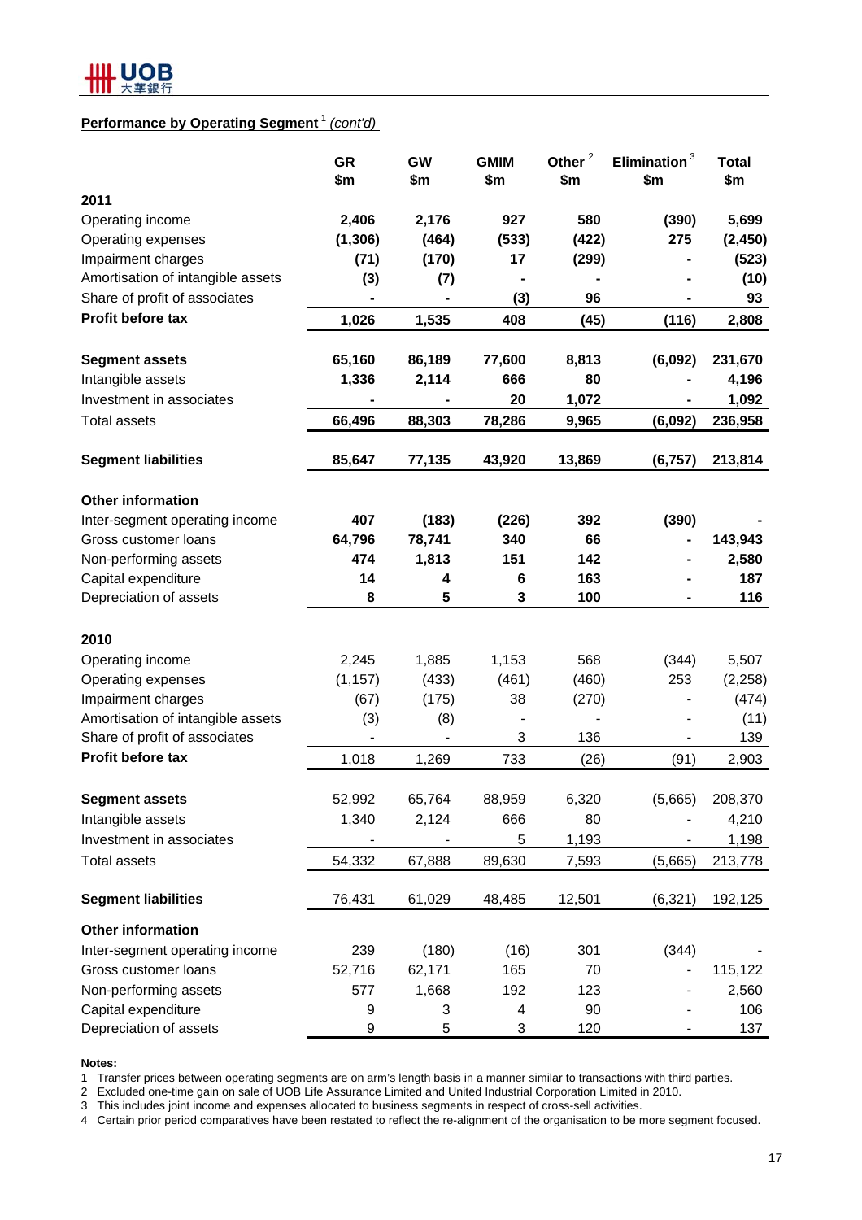**Performance by Operating Segment** [1] *(cont'd)*

| | GR | GW | GMIM | Other [2] | Elimination [3] | Total |
|---|---|---|---|---|---|---|
| | $m | $m | $m | $m | $m | $m |
| **2011** | | | | | | |
| Operating income | **2,406** | **2,176** | **927** | **580** | **(390)** | **5,699** |
| Operating expenses | **(1,306)** | **(464)** | **(533)** | **(422)** | **275** | **(2,450)** |
| Impairment charges | **(71)** | **(170)** | **17** | **(299)** | **-** | **(523)** |
| Amortisation of intangible assets | **(3)** | **(7)** | **-** | **-** | **-** | **(10)** |
| Share of profit of associates | **-** | **-** | **(3)** | **96** | **-** | **93** |
| **Profit before tax** | **1,026** | **1,535** | **408** | **(45)** | **(116)** | **2,808** |
| | | | | | | |
| **Segment assets** | **65,160** | **86,189** | **77,600** | **8,813** | **(6,092)** | **231,670** |
| Intangible assets | **1,336** | **2,114** | **666** | **80** | **-** | **4,196** |
| Investment in associates | **-** | **-** | **20** | **1,072** | **-** | **1,092** |
| Total assets | **66,496** | **88,303** | **78,286** | **9,965** | **(6,092)** | **236,958** |
| | | | | | | |
| **Segment liabilities** | **85,647** | **77,135** | **43,920** | **13,869** | **(6,757)** | **213,814** |
| | | | | | | |
| **Other information** | | | | | | |
| Inter-segment operating income | **407** | **(183)** | **(226)** | **392** | **(390)** | **-** |
| Gross customer loans | **64,796** | **78,741** | **340** | **66** | **-** | **143,943** |
| Non-performing assets | **474** | **1,813** | **151** | **142** | **-** | **2,580** |
| Capital expenditure | **14** | **4** | **6** | **163** | **-** | **187** |
| Depreciation of assets | **8** | **5** | **3** | **100** | **-** | **116** |
| | | | | | | |
| **2010** | | | | | | |
| Operating income | 2,245 | 1,885 | 1,153 | 568 | (344) | 5,507 |
| Operating expenses | (1,157) | (433) | (461) | (460) | 253 | (2,258) |
| Impairment charges | (67) | (175) | 38 | (270) | - | (474) |
| Amortisation of intangible assets | (3) | (8) | - | - | - | (11) |
| Share of profit of associates | - | - | 3 | 136 | - | 139 |
| **Profit before tax** | 1,018 | 1,269 | 733 | (26) | (91) | 2,903 |
| | | | | | | |
| **Segment assets** | 52,992 | 65,764 | 88,959 | 6,320 | (5,665) | 208,370 |
| Intangible assets | 1,340 | 2,124 | 666 | 80 | - | 4,210 |
| Investment in associates | - | - | 5 | 1,193 | - | 1,198 |
| Total assets | 54,332 | 67,888 | 89,630 | 7,593 | (5,665) | 213,778 |
| | | | | | | |
| **Segment liabilities** | 76,431 | 61,029 | 48,485 | 12,501 | (6,321) | 192,125 |
| | | | | | | |
| **Other information** | | | | | | |
| Inter-segment operating income | 239 | (180) | (16) | 301 | (344) | - |
| Gross customer loans | 52,716 | 62,171 | 165 | 70 | - | 115,122 |
| Non-performing assets | 577 | 1,668 | 192 | 123 | - | 2,560 |
| Capital expenditure | 9 | 3 | 4 | 90 | - | 106 |
| Depreciation of assets | 9 | 5 | 3 | 120 | - | 137 |

**Notes:**

1 Transfer prices between operating segments are on arm's length basis in a manner similar to transactions with third parties.

2 Excluded one-time gain on sale of UOB Life Assurance Limited and United Industrial Corporation Limited in 2010.

3 This includes joint income and expenses allocated to business segments in respect of cross-sell activities.

4 Certain prior period comparatives have been restated to reflect the re-alignment of the organisation to be more segment focused.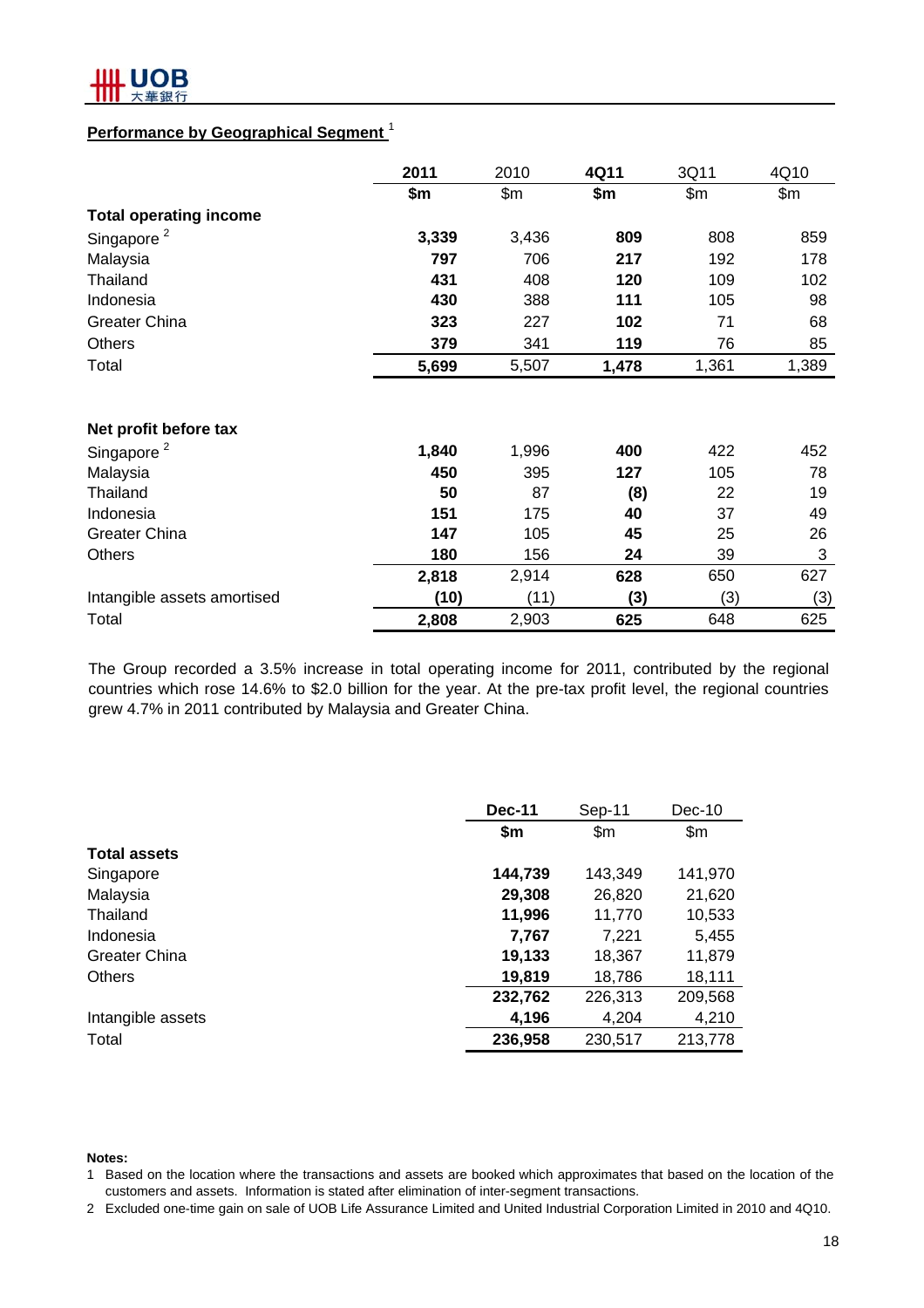## Performance by Geographical Segment [1]

| | **2011** | 2010 | **4Q11** | 3Q11 | 4Q10 |
|---|---|---|---|---|---|
| | **$m** | $m | **$m** | $m | $m |
| **Total operating income** | | | | | |
| Singapore [2] | **3,339** | 3,436 | **809** | 808 | 859 |
| Malaysia | **797** | 706 | **217** | 192 | 178 |
| Thailand | **431** | 408 | **120** | 109 | 102 |
| Indonesia | **430** | 388 | **111** | 105 | 98 |
| Greater China | **323** | 227 | **102** | 71 | 68 |
| Others | **379** | 341 | **119** | 76 | 85 |
| Total | **5,699** | 5,507 | **1,478** | 1,361 | 1,389 |
| | | | | | |
| **Net profit before tax** | | | | | |
| Singapore [2] | **1,840** | 1,996 | **400** | 422 | 452 |
| Malaysia | **450** | 395 | **127** | 105 | 78 |
| Thailand | **50** | 87 | **(8)** | 22 | 19 |
| Indonesia | **151** | 175 | **40** | 37 | 49 |
| Greater China | **147** | 105 | **45** | 25 | 26 |
| Others | **180** | 156 | **24** | 39 | 3 |
| | **2,818** | 2,914 | **628** | 650 | 627 |
| Intangible assets amortised | **(10)** | (11) | **(3)** | (3) | (3) |
| Total | **2,808** | 2,903 | **625** | 648 | 625 |

The Group recorded a 3.5% increase in total operating income for 2011, contributed by the regional countries which rose 14.6% to $2.0 billion for the year. At the pre-tax profit level, the regional countries grew 4.7% in 2011 contributed by Malaysia and Greater China.

| | **Dec-11** | Sep-11 | Dec-10 |
|---|---|---|---|
| | **$m** | $m | $m |
| **Total assets** | | | |
| Singapore | **144,739** | 143,349 | 141,970 |
| Malaysia | **29,308** | 26,820 | 21,620 |
| Thailand | **11,996** | 11,770 | 10,533 |
| Indonesia | **7,767** | 7,221 | 5,455 |
| Greater China | **19,133** | 18,367 | 11,879 |
| Others | **19,819** | 18,786 | 18,111 |
| | **232,762** | 226,313 | 209,568 |
| Intangible assets | **4,196** | 4,204 | 4,210 |
| Total | **236,958** | 230,517 | 213,778 |

**Notes:**

1 Based on the location where the transactions and assets are booked which approximates that based on the location of the customers and assets. Information is stated after elimination of inter-segment transactions.

2 Excluded one-time gain on sale of UOB Life Assurance Limited and United Industrial Corporation Limited in 2010 and 4Q10.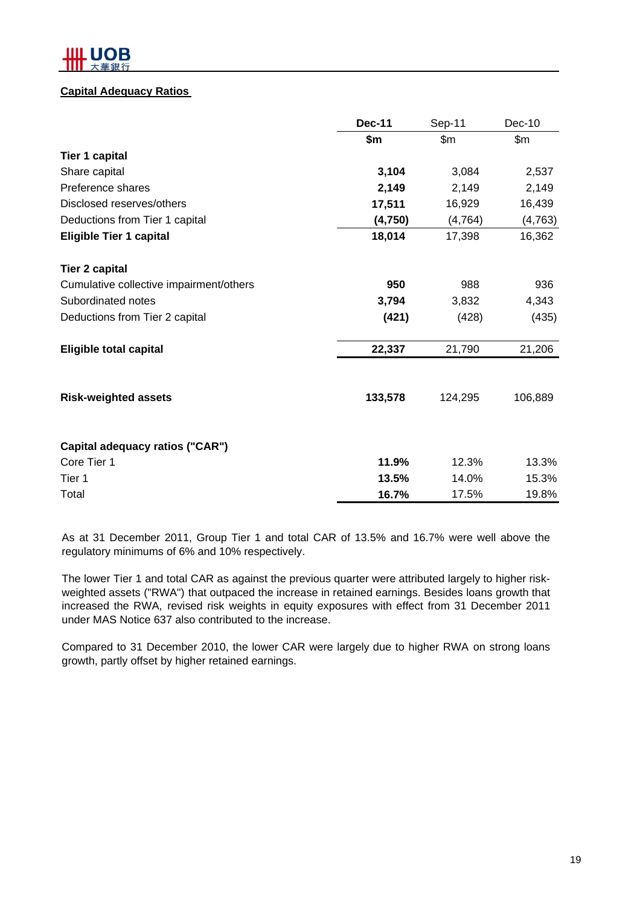**Capital Adequacy Ratios**

| | **Dec-11** | Sep-11 | Dec-10 |
|---|---|---|---|
| | **$m** | $m | $m |
| **Tier 1 capital** | | | |
| Share capital | **3,104** | 3,084 | 2,537 |
| Preference shares | **2,149** | 2,149 | 2,149 |
| Disclosed reserves/others | **17,511** | 16,929 | 16,439 |
| Deductions from Tier 1 capital | **(4,750)** | (4,764) | (4,763) |
| **Eligible Tier 1 capital** | **18,014** | 17,398 | 16,362 |
| **Tier 2 capital** | | | |
| Cumulative collective impairment/others | **950** | 988 | 936 |
| Subordinated notes | **3,794** | 3,832 | 4,343 |
| Deductions from Tier 2 capital | **(421)** | (428) | (435) |
| **Eligible total capital** | **22,337** | 21,790 | 21,206 |
| **Risk-weighted assets** | **133,578** | 124,295 | 106,889 |
| **Capital adequacy ratios ("CAR")** | | | |
| Core Tier 1 | **11.9%** | 12.3% | 13.3% |
| Tier 1 | **13.5%** | 14.0% | 15.3% |
| Total | **16.7%** | 17.5% | 19.8% |

As at 31 December 2011, Group Tier 1 and total CAR of 13.5% and 16.7% were well above the regulatory minimums of 6% and 10% respectively.

The lower Tier 1 and total CAR as against the previous quarter were attributed largely to higher risk-weighted assets ("RWA") that outpaced the increase in retained earnings. Besides loans growth that increased the RWA, revised risk weights in equity exposures with effect from 31 December 2011 under MAS Notice 637 also contributed to the increase.

Compared to 31 December 2010, the lower CAR were largely due to higher RWA on strong loans growth, partly offset by higher retained earnings.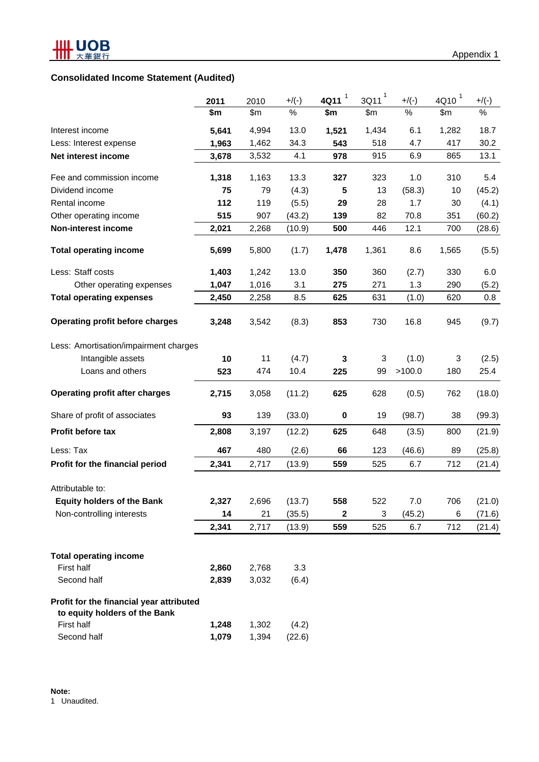Appendix 1

## Consolidated Income Statement (Audited)

| | 2011 | 2010 | +/(-) | 4Q11 [1] | 3Q11 [1] | +/(-) | 4Q10 [1] | +/(-) |
|---|---|---|---|---|---|---|---|---|
| | **$m** | $m | % | **$m** | $m | % | $m | % |
| Interest income | **5,641** | 4,994 | 13.0 | **1,521** | 1,434 | 6.1 | 1,282 | 18.7 |
| Less: Interest expense | **1,963** | 1,462 | 34.3 | **543** | 518 | 4.7 | 417 | 30.2 |
| **Net interest income** | **3,678** | 3,532 | 4.1 | **978** | 915 | 6.9 | 865 | 13.1 |
| Fee and commission income | **1,318** | 1,163 | 13.3 | **327** | 323 | 1.0 | 310 | 5.4 |
| Dividend income | **75** | 79 | (4.3) | **5** | 13 | (58.3) | 10 | (45.2) |
| Rental income | **112** | 119 | (5.5) | **29** | 28 | 1.7 | 30 | (4.1) |
| Other operating income | **515** | 907 | (43.2) | **139** | 82 | 70.8 | 351 | (60.2) |
| **Non-interest income** | **2,021** | 2,268 | (10.9) | **500** | 446 | 12.1 | 700 | (28.6) |
| **Total operating income** | **5,699** | 5,800 | (1.7) | **1,478** | 1,361 | 8.6 | 1,565 | (5.5) |
| Less: Staff costs | **1,403** | 1,242 | 13.0 | **350** | 360 | (2.7) | 330 | 6.0 |
| Other operating expenses | **1,047** | 1,016 | 3.1 | **275** | 271 | 1.3 | 290 | (5.2) |
| **Total operating expenses** | **2,450** | 2,258 | 8.5 | **625** | 631 | (1.0) | 620 | 0.8 |
| **Operating profit before charges** | **3,248** | 3,542 | (8.3) | **853** | 730 | 16.8 | 945 | (9.7) |
| Less: Amortisation/impairment charges | | | | | | | | |
| Intangible assets | **10** | 11 | (4.7) | **3** | 3 | (1.0) | 3 | (2.5) |
| Loans and others | **523** | 474 | 10.4 | **225** | 99 | >100.0 | 180 | 25.4 |
| **Operating profit after charges** | **2,715** | 3,058 | (11.2) | **625** | 628 | (0.5) | 762 | (18.0) |
| Share of profit of associates | **93** | 139 | (33.0) | **0** | 19 | (98.7) | 38 | (99.3) |
| **Profit before tax** | **2,808** | 3,197 | (12.2) | **625** | 648 | (3.5) | 800 | (21.9) |
| Less: Tax | **467** | 480 | (2.6) | **66** | 123 | (46.6) | 89 | (25.8) |
| **Profit for the financial period** | **2,341** | 2,717 | (13.9) | **559** | 525 | 6.7 | 712 | (21.4) |
| Attributable to: | | | | | | | | |
| **Equity holders of the Bank** | **2,327** | 2,696 | (13.7) | **558** | 522 | 7.0 | 706 | (21.0) |
| Non-controlling interests | **14** | 21 | (35.5) | **2** | 3 | (45.2) | 6 | (71.6) |
| | **2,341** | 2,717 | (13.9) | **559** | 525 | 6.7 | 712 | (21.4) |
| **Total operating income** | | | | | | | | |
| First half | **2,860** | 2,768 | 3.3 | | | | | |
| Second half | **2,839** | 3,032 | (6.4) | | | | | |
| **Profit for the financial year attributed to equity holders of the Bank** | | | | | | | | |
| First half | **1,248** | 1,302 | (4.2) | | | | | |
| Second half | **1,079** | 1,394 | (22.6) | | | | | |

**Note:**

1 Unaudited.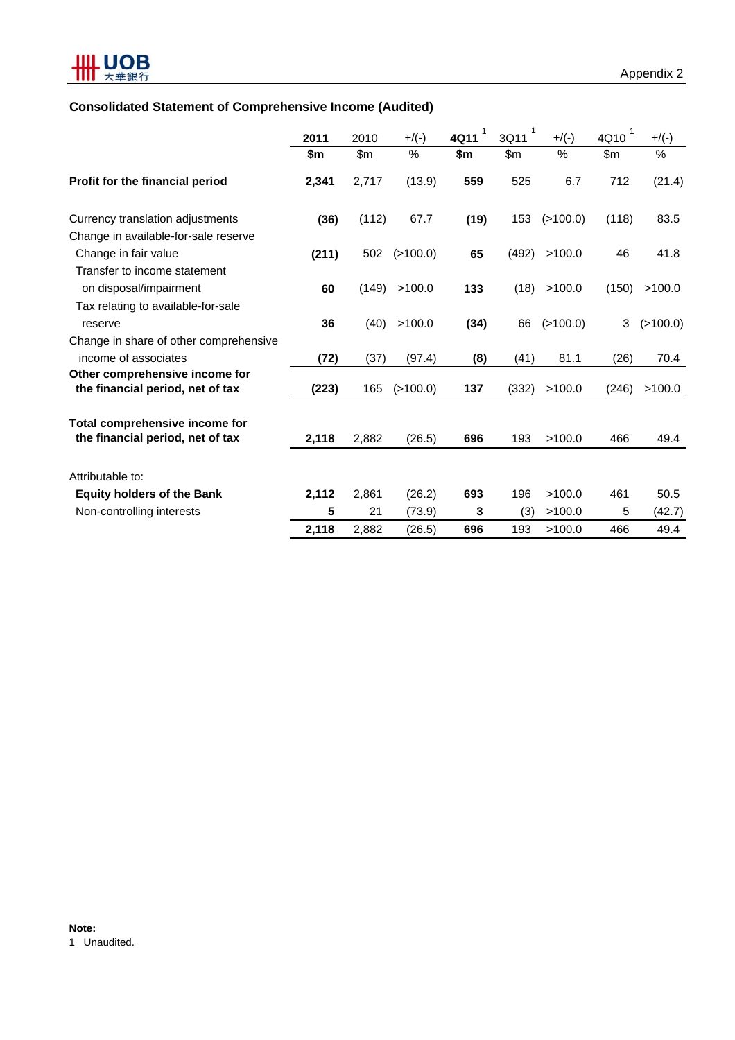Appendix 2

## Consolidated Statement of Comprehensive Income (Audited)

| | 2011 | 2010 | +/(-) | 4Q11 [1] | 3Q11 [1] | +/(-) | 4Q10 [1] | +/(-) |
|---|---|---|---|---|---|---|---|---|
| | **$m** | $m | % | **$m** | $m | % | $m | % |
| **Profit for the financial period** | **2,341** | 2,717 | (13.9) | **559** | 525 | 6.7 | 712 | (21.4) |
| Currency translation adjustments | **(36)** | (112) | 67.7 | **(19)** | 153 | (>100.0) | (118) | 83.5 |
| Change in available-for-sale reserve | | | | | | | | |
| Change in fair value | **(211)** | 502 | (>100.0) | **65** | (492) | >100.0 | 46 | 41.8 |
| Transfer to income statement on disposal/impairment | **60** | (149) | >100.0 | **133** | (18) | >100.0 | (150) | >100.0 |
| Tax relating to available-for-sale reserve | **36** | (40) | >100.0 | **(34)** | 66 | (>100.0) | 3 | (>100.0) |
| Change in share of other comprehensive income of associates | **(72)** | (37) | (97.4) | **(8)** | (41) | 81.1 | (26) | 70.4 |
| **Other comprehensive income for the financial period, net of tax** | **(223)** | 165 | (>100.0) | **137** | (332) | >100.0 | (246) | >100.0 |
| **Total comprehensive income for the financial period, net of tax** | **2,118** | 2,882 | (26.5) | **696** | 193 | >100.0 | 466 | 49.4 |
| Attributable to: | | | | | | | | |
| **Equity holders of the Bank** | **2,112** | 2,861 | (26.2) | **693** | 196 | >100.0 | 461 | 50.5 |
| Non-controlling interests | **5** | 21 | (73.9) | **3** | (3) | >100.0 | 5 | (42.7) |
| | **2,118** | 2,882 | (26.5) | **696** | 193 | >100.0 | 466 | 49.4 |

**Note:**
1 Unaudited.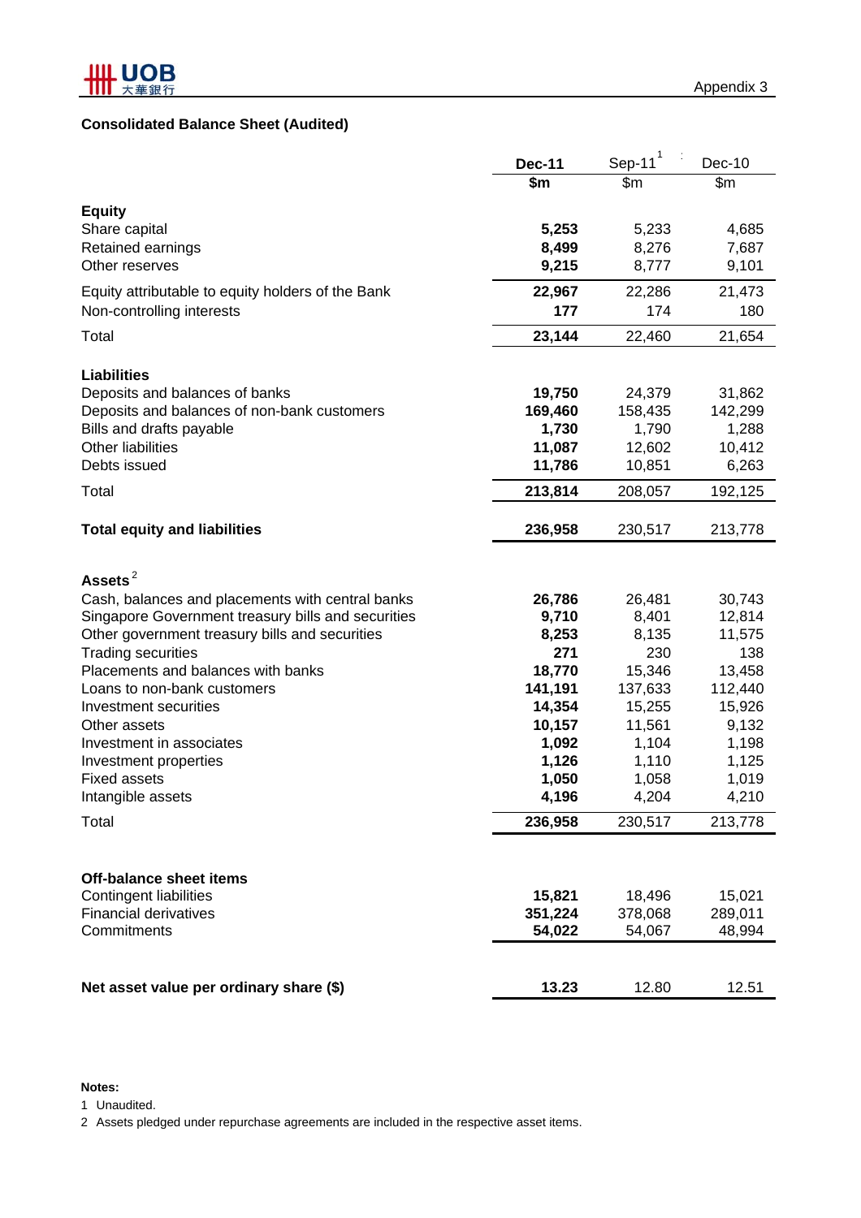## Consolidated Balance Sheet (Audited)

| | Dec-11 | Sep-11[1] | Dec-10 |
|---|---|---|---|
| | $m | $m | $m |
| **Equity** | | | |
| Share capital | **5,253** | 5,233 | 4,685 |
| Retained earnings | **8,499** | 8,276 | 7,687 |
| Other reserves | **9,215** | 8,777 | 9,101 |
| Equity attributable to equity holders of the Bank | **22,967** | 22,286 | 21,473 |
| Non-controlling interests | **177** | 174 | 180 |
| Total | **23,144** | 22,460 | 21,654 |
| **Liabilities** | | | |
| Deposits and balances of banks | **19,750** | 24,379 | 31,862 |
| Deposits and balances of non-bank customers | **169,460** | 158,435 | 142,299 |
| Bills and drafts payable | **1,730** | 1,790 | 1,288 |
| Other liabilities | **11,087** | 12,602 | 10,412 |
| Debts issued | **11,786** | 10,851 | 6,263 |
| Total | **213,814** | 208,057 | 192,125 |
| **Total equity and liabilities** | **236,958** | 230,517 | 213,778 |
| **Assets**[2] | | | |
| Cash, balances and placements with central banks | **26,786** | 26,481 | 30,743 |
| Singapore Government treasury bills and securities | **9,710** | 8,401 | 12,814 |
| Other government treasury bills and securities | **8,253** | 8,135 | 11,575 |
| Trading securities | **271** | 230 | 138 |
| Placements and balances with banks | **18,770** | 15,346 | 13,458 |
| Loans to non-bank customers | **141,191** | 137,633 | 112,440 |
| Investment securities | **14,354** | 15,255 | 15,926 |
| Other assets | **10,157** | 11,561 | 9,132 |
| Investment in associates | **1,092** | 1,104 | 1,198 |
| Investment properties | **1,126** | 1,110 | 1,125 |
| Fixed assets | **1,050** | 1,058 | 1,019 |
| Intangible assets | **4,196** | 4,204 | 4,210 |
| Total | **236,958** | 230,517 | 213,778 |
| **Off-balance sheet items** | | | |
| Contingent liabilities | **15,821** | 18,496 | 15,021 |
| Financial derivatives | **351,224** | 378,068 | 289,011 |
| Commitments | **54,022** | 54,067 | 48,994 |
| **Net asset value per ordinary share ($)** | **13.23** | 12.80 | 12.51 |

**Notes:**

1 Unaudited.

2 Assets pledged under repurchase agreements are included in the respective asset items.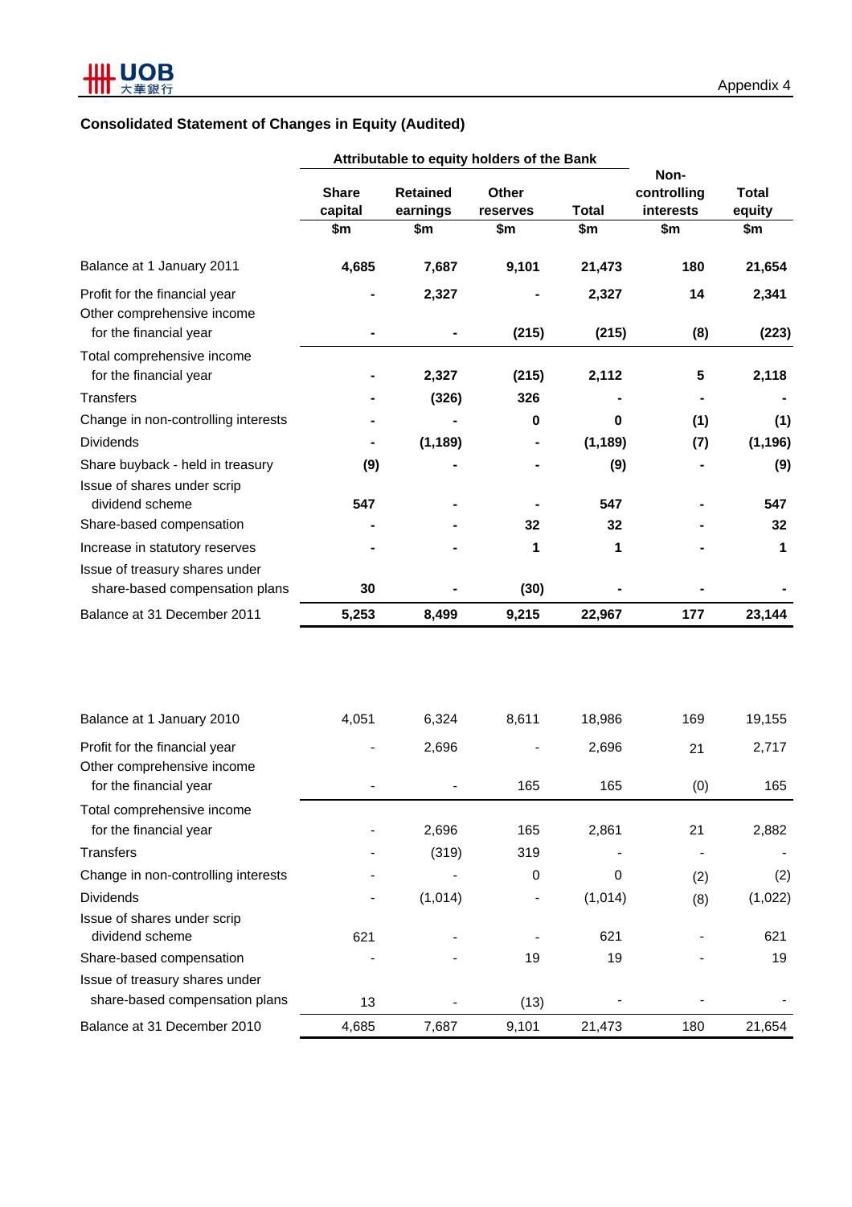Appendix 4

## Consolidated Statement of Changes in Equity (Audited)

| | Attributable to equity holders of the Bank | | | | | |
|---|---|---|---|---|---|---|
| | Share capital | Retained earnings | Other reserves | Total | Non-controlling interests | Total equity |
| | $m | $m | $m | $m | $m | $m |
| **Balance at 1 January 2011** | **4,685** | **7,687** | **9,101** | **21,473** | **180** | **21,654** |
| Profit for the financial year | **-** | **2,327** | **-** | **2,327** | **14** | **2,341** |
| Other comprehensive income for the financial year | **-** | **-** | **(215)** | **(215)** | **(8)** | **(223)** |
| Total comprehensive income for the financial year | **-** | **2,327** | **(215)** | **2,112** | **5** | **2,118** |
| Transfers | **-** | **(326)** | **326** | **-** | **-** | **-** |
| Change in non-controlling interests | **-** | **-** | **0** | **0** | **(1)** | **(1)** |
| Dividends | **-** | **(1,189)** | **-** | **(1,189)** | **(7)** | **(1,196)** |
| Share buyback - held in treasury | **(9)** | **-** | **-** | **(9)** | **-** | **(9)** |
| Issue of shares under scrip dividend scheme | **547** | **-** | **-** | **547** | **-** | **547** |
| Share-based compensation | **-** | **-** | **32** | **32** | **-** | **32** |
| Increase in statutory reserves | **-** | **-** | **1** | **1** | **-** | **1** |
| Issue of treasury shares under share-based compensation plans | **30** | **-** | **(30)** | **-** | **-** | **-** |
| Balance at 31 December 2011 | **5,253** | **8,499** | **9,215** | **22,967** | **177** | **23,144** |
| | | | | | | |
| Balance at 1 January 2010 | 4,051 | 6,324 | 8,611 | 18,986 | 169 | 19,155 |
| Profit for the financial year | - | 2,696 | - | 2,696 | 21 | 2,717 |
| Other comprehensive income for the financial year | - | - | 165 | 165 | (0) | 165 |
| Total comprehensive income for the financial year | - | 2,696 | 165 | 2,861 | 21 | 2,882 |
| Transfers | - | (319) | 319 | - | - | - |
| Change in non-controlling interests | - | - | 0 | 0 | (2) | (2) |
| Dividends | - | (1,014) | - | (1,014) | (8) | (1,022) |
| Issue of shares under scrip dividend scheme | 621 | - | - | 621 | - | 621 |
| Share-based compensation | - | - | 19 | 19 | - | 19 |
| Issue of treasury shares under share-based compensation plans | 13 | - | (13) | - | - | - |
| Balance at 31 December 2010 | 4,685 | 7,687 | 9,101 | 21,473 | 180 | 21,654 |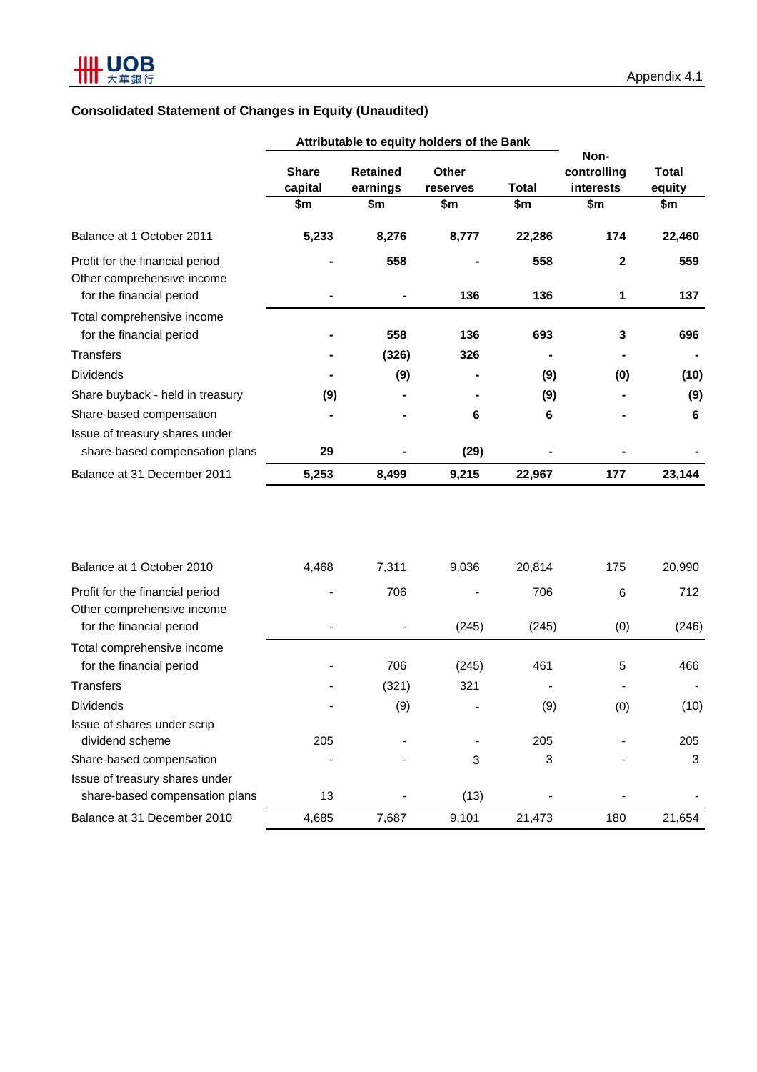## Consolidated Statement of Changes in Equity (Unaudited)

| | Attributable to equity holders of the Bank | | | | Non-controlling interests | Total equity |
|---|---|---|---|---|---|---|
| | Share capital | Retained earnings | Other reserves | Total | | |
| | $m | $m | $m | $m | $m | $m |
| **Balance at 1 October 2011** | **5,233** | **8,276** | **8,777** | **22,286** | **174** | **22,460** |
| Profit for the financial period | **-** | **558** | **-** | **558** | **2** | **559** |
| Other comprehensive income for the financial period | **-** | **-** | **136** | **136** | **1** | **137** |
| Total comprehensive income for the financial period | **-** | **558** | **136** | **693** | **3** | **696** |
| Transfers | **-** | **(326)** | **326** | **-** | **-** | **-** |
| Dividends | **-** | **(9)** | **-** | **(9)** | **(0)** | **(10)** |
| Share buyback - held in treasury | **(9)** | **-** | **-** | **(9)** | **-** | **(9)** |
| Share-based compensation | **-** | **-** | **6** | **6** | **-** | **6** |
| Issue of treasury shares under share-based compensation plans | **29** | **-** | **(29)** | **-** | **-** | **-** |
| Balance at 31 December 2011 | **5,253** | **8,499** | **9,215** | **22,967** | **177** | **23,144** |

| | Share capital | Retained earnings | Other reserves | Total | Non-controlling interests | Total equity |
|---|---|---|---|---|---|---|
| Balance at 1 October 2010 | 4,468 | 7,311 | 9,036 | 20,814 | 175 | 20,990 |
| Profit for the financial period | - | 706 | - | 706 | 6 | 712 |
| Other comprehensive income for the financial period | - | - | (245) | (245) | (0) | (246) |
| Total comprehensive income for the financial period | - | 706 | (245) | 461 | 5 | 466 |
| Transfers | - | (321) | 321 | - | - | - |
| Dividends | - | (9) | - | (9) | (0) | (10) |
| Issue of shares under scrip dividend scheme | 205 | - | - | 205 | - | 205 |
| Share-based compensation | - | - | 3 | 3 | - | 3 |
| Issue of treasury shares under share-based compensation plans | 13 | - | (13) | - | - | - |
| Balance at 31 December 2010 | 4,685 | 7,687 | 9,101 | 21,473 | 180 | 21,654 |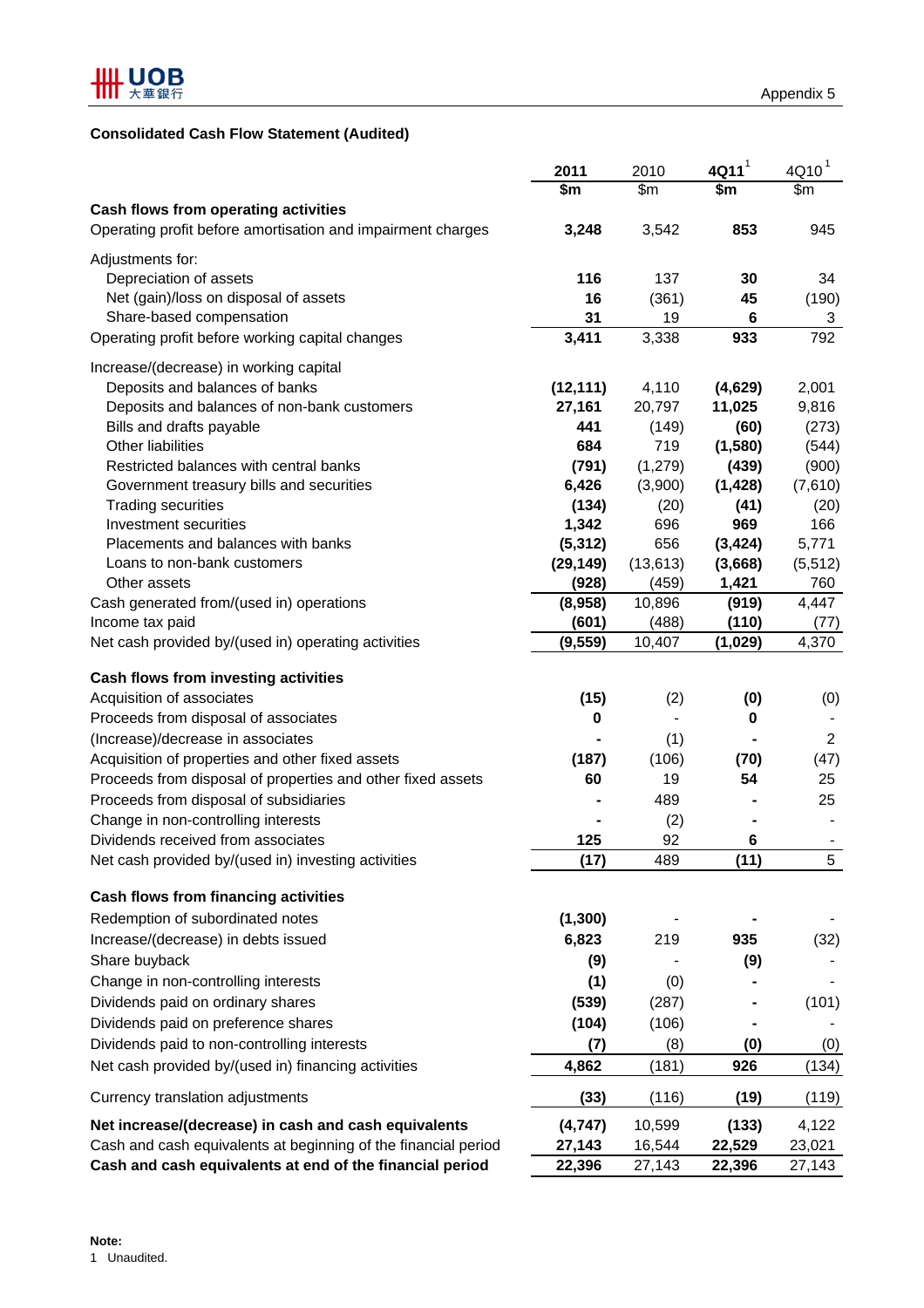Appendix 5

**Consolidated Cash Flow Statement (Audited)**

| | 2011 | 2010 | 4Q11[1] | 4Q10[1] |
|---|---|---|---|---|
| | $m | $m | $m | $m |
| **Cash flows from operating activities** | | | | |
| Operating profit before amortisation and impairment charges | **3,248** | 3,542 | **853** | 945 |
| Adjustments for: | | | | |
| Depreciation of assets | **116** | 137 | **30** | 34 |
| Net (gain)/loss on disposal of assets | **16** | (361) | **45** | (190) |
| Share-based compensation | **31** | 19 | **6** | 3 |
| Operating profit before working capital changes | **3,411** | 3,338 | **933** | 792 |
| Increase/(decrease) in working capital | | | | |
| Deposits and balances of banks | **(12,111)** | 4,110 | **(4,629)** | 2,001 |
| Deposits and balances of non-bank customers | **27,161** | 20,797 | **11,025** | 9,816 |
| Bills and drafts payable | **441** | (149) | **(60)** | (273) |
| Other liabilities | **684** | 719 | **(1,580)** | (544) |
| Restricted balances with central banks | **(791)** | (1,279) | **(439)** | (900) |
| Government treasury bills and securities | **6,426** | (3,900) | **(1,428)** | (7,610) |
| Trading securities | **(134)** | (20) | **(41)** | (20) |
| Investment securities | **1,342** | 696 | **969** | 166 |
| Placements and balances with banks | **(5,312)** | 656 | **(3,424)** | 5,771 |
| Loans to non-bank customers | **(29,149)** | (13,613) | **(3,668)** | (5,512) |
| Other assets | **(928)** | (459) | **1,421** | 760 |
| Cash generated from/(used in) operations | **(8,958)** | 10,896 | **(919)** | 4,447 |
| Income tax paid | **(601)** | (488) | **(110)** | (77) |
| Net cash provided by/(used in) operating activities | **(9,559)** | 10,407 | **(1,029)** | 4,370 |
| **Cash flows from investing activities** | | | | |
| Acquisition of associates | **(15)** | (2) | **(0)** | (0) |
| Proceeds from disposal of associates | **0** | - | **0** | - |
| (Increase)/decrease in associates | **-** | (1) | **-** | 2 |
| Acquisition of properties and other fixed assets | **(187)** | (106) | **(70)** | (47) |
| Proceeds from disposal of properties and other fixed assets | **60** | 19 | **54** | 25 |
| Proceeds from disposal of subsidiaries | **-** | 489 | **-** | 25 |
| Change in non-controlling interests | **-** | (2) | **-** | - |
| Dividends received from associates | **125** | 92 | **6** | - |
| Net cash provided by/(used in) investing activities | **(17)** | 489 | **(11)** | 5 |
| **Cash flows from financing activities** | | | | |
| Redemption of subordinated notes | **(1,300)** | - | **-** | - |
| Increase/(decrease) in debts issued | **6,823** | 219 | **935** | (32) |
| Share buyback | **(9)** | - | **(9)** | - |
| Change in non-controlling interests | **(1)** | (0) | **-** | - |
| Dividends paid on ordinary shares | **(539)** | (287) | **-** | (101) |
| Dividends paid on preference shares | **(104)** | (106) | **-** | - |
| Dividends paid to non-controlling interests | **(7)** | (8) | **(0)** | (0) |
| Net cash provided by/(used in) financing activities | **4,862** | (181) | **926** | (134) |
| Currency translation adjustments | **(33)** | (116) | **(19)** | (119) |
| **Net increase/(decrease) in cash and cash equivalents** | **(4,747)** | 10,599 | **(133)** | 4,122 |
| Cash and cash equivalents at beginning of the financial period | **27,143** | 16,544 | **22,529** | 23,021 |
| **Cash and cash equivalents at end of the financial period** | **22,396** | 27,143 | **22,396** | 27,143 |

**Note:**
1 Unaudited.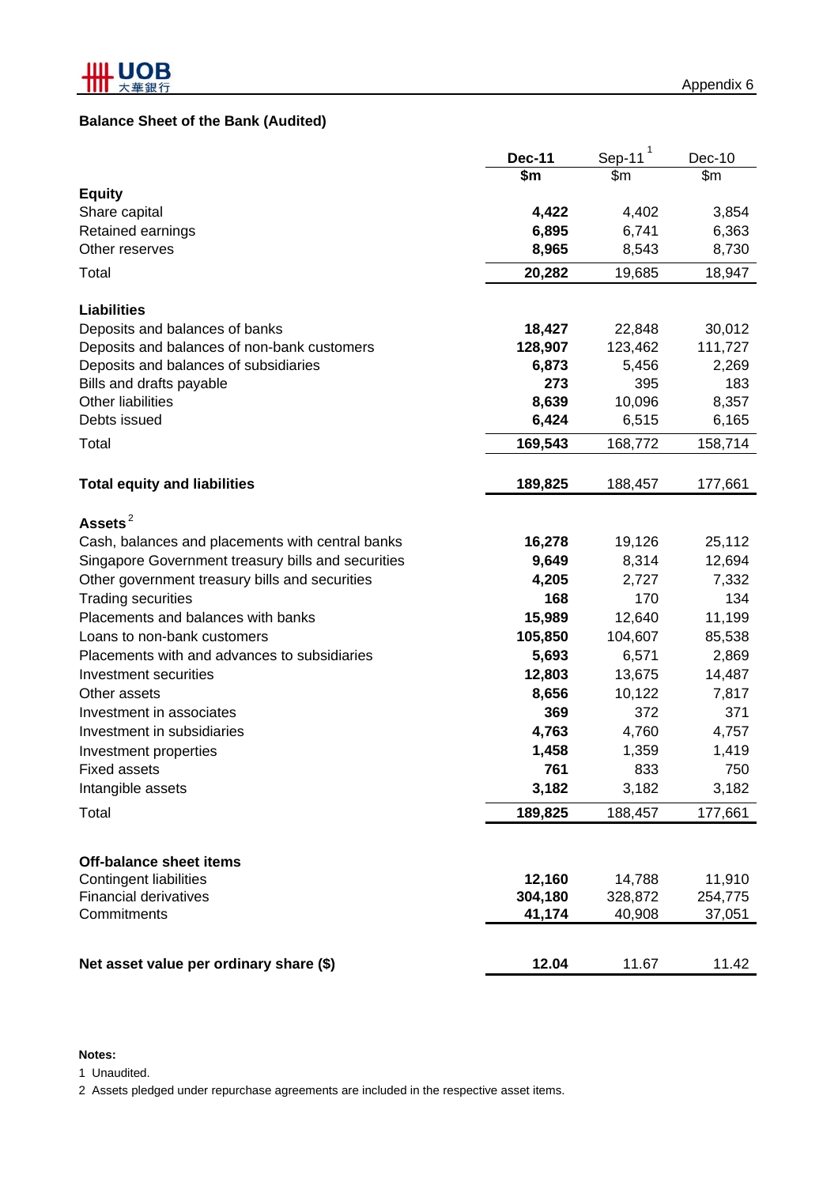Appendix 6

## Balance Sheet of the Bank (Audited)

| | Dec-11 | Sep-11 [1] | Dec-10 |
|---|---|---|---|
| | $m | $m | $m |
| **Equity** | | | |
| Share capital | **4,422** | 4,402 | 3,854 |
| Retained earnings | **6,895** | 6,741 | 6,363 |
| Other reserves | **8,965** | 8,543 | 8,730 |
| Total | **20,282** | 19,685 | 18,947 |
| **Liabilities** | | | |
| Deposits and balances of banks | **18,427** | 22,848 | 30,012 |
| Deposits and balances of non-bank customers | **128,907** | 123,462 | 111,727 |
| Deposits and balances of subsidiaries | **6,873** | 5,456 | 2,269 |
| Bills and drafts payable | **273** | 395 | 183 |
| Other liabilities | **8,639** | 10,096 | 8,357 |
| Debts issued | **6,424** | 6,515 | 6,165 |
| Total | **169,543** | 168,772 | 158,714 |
| **Total equity and liabilities** | **189,825** | 188,457 | 177,661 |
| **Assets** [2] | | | |
| Cash, balances and placements with central banks | **16,278** | 19,126 | 25,112 |
| Singapore Government treasury bills and securities | **9,649** | 8,314 | 12,694 |
| Other government treasury bills and securities | **4,205** | 2,727 | 7,332 |
| Trading securities | **168** | 170 | 134 |
| Placements and balances with banks | **15,989** | 12,640 | 11,199 |
| Loans to non-bank customers | **105,850** | 104,607 | 85,538 |
| Placements with and advances to subsidiaries | **5,693** | 6,571 | 2,869 |
| Investment securities | **12,803** | 13,675 | 14,487 |
| Other assets | **8,656** | 10,122 | 7,817 |
| Investment in associates | **369** | 372 | 371 |
| Investment in subsidiaries | **4,763** | 4,760 | 4,757 |
| Investment properties | **1,458** | 1,359 | 1,419 |
| Fixed assets | **761** | 833 | 750 |
| Intangible assets | **3,182** | 3,182 | 3,182 |
| Total | **189,825** | 188,457 | 177,661 |
| **Off-balance sheet items** | | | |
| Contingent liabilities | **12,160** | 14,788 | 11,910 |
| Financial derivatives | **304,180** | 328,872 | 254,775 |
| Commitments | **41,174** | 40,908 | 37,051 |
| **Net asset value per ordinary share ($)** | **12.04** | 11.67 | 11.42 |

**Notes:**

1 Unaudited.

2 Assets pledged under repurchase agreements are included in the respective asset items.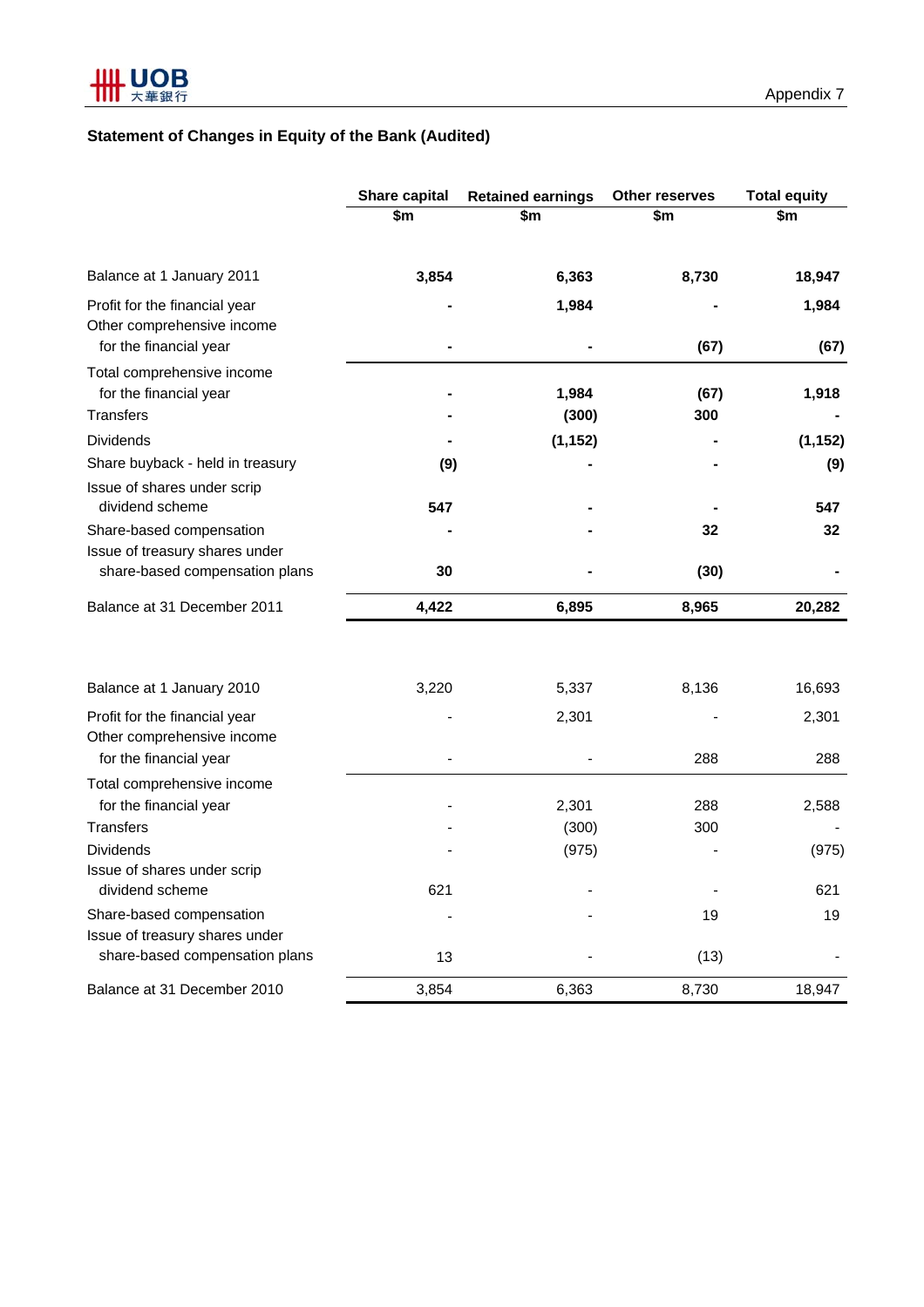Appendix 7

## Statement of Changes in Equity of the Bank (Audited)

| | Share capital | Retained earnings | Other reserves | Total equity |
|---|---|---|---|---|
| | $m | $m | $m | $m |
| **Balance at 1 January 2011** | **3,854** | **6,363** | **8,730** | **18,947** |
| Profit for the financial year | **-** | **1,984** | **-** | **1,984** |
| Other comprehensive income for the financial year | **-** | **-** | **(67)** | **(67)** |
| Total comprehensive income for the financial year | **-** | **1,984** | **(67)** | **1,918** |
| Transfers | **-** | **(300)** | **300** | **-** |
| Dividends | **-** | **(1,152)** | **-** | **(1,152)** |
| Share buyback - held in treasury | **(9)** | **-** | **-** | **(9)** |
| Issue of shares under scrip dividend scheme | **547** | **-** | **-** | **547** |
| Share-based compensation | **-** | **-** | **32** | **32** |
| Issue of treasury shares under share-based compensation plans | **30** | **-** | **(30)** | **-** |
| Balance at 31 December 2011 | **4,422** | **6,895** | **8,965** | **20,282** |
| | | | | |
| Balance at 1 January 2010 | 3,220 | 5,337 | 8,136 | 16,693 |
| Profit for the financial year | - | 2,301 | - | 2,301 |
| Other comprehensive income for the financial year | - | - | 288 | 288 |
| Total comprehensive income for the financial year | - | 2,301 | 288 | 2,588 |
| Transfers | - | (300) | 300 | - |
| Dividends | - | (975) | - | (975) |
| Issue of shares under scrip dividend scheme | 621 | - | - | 621 |
| Share-based compensation | - | - | 19 | 19 |
| Issue of treasury shares under share-based compensation plans | 13 | - | (13) | - |
| Balance at 31 December 2010 | 3,854 | 6,363 | 8,730 | 18,947 |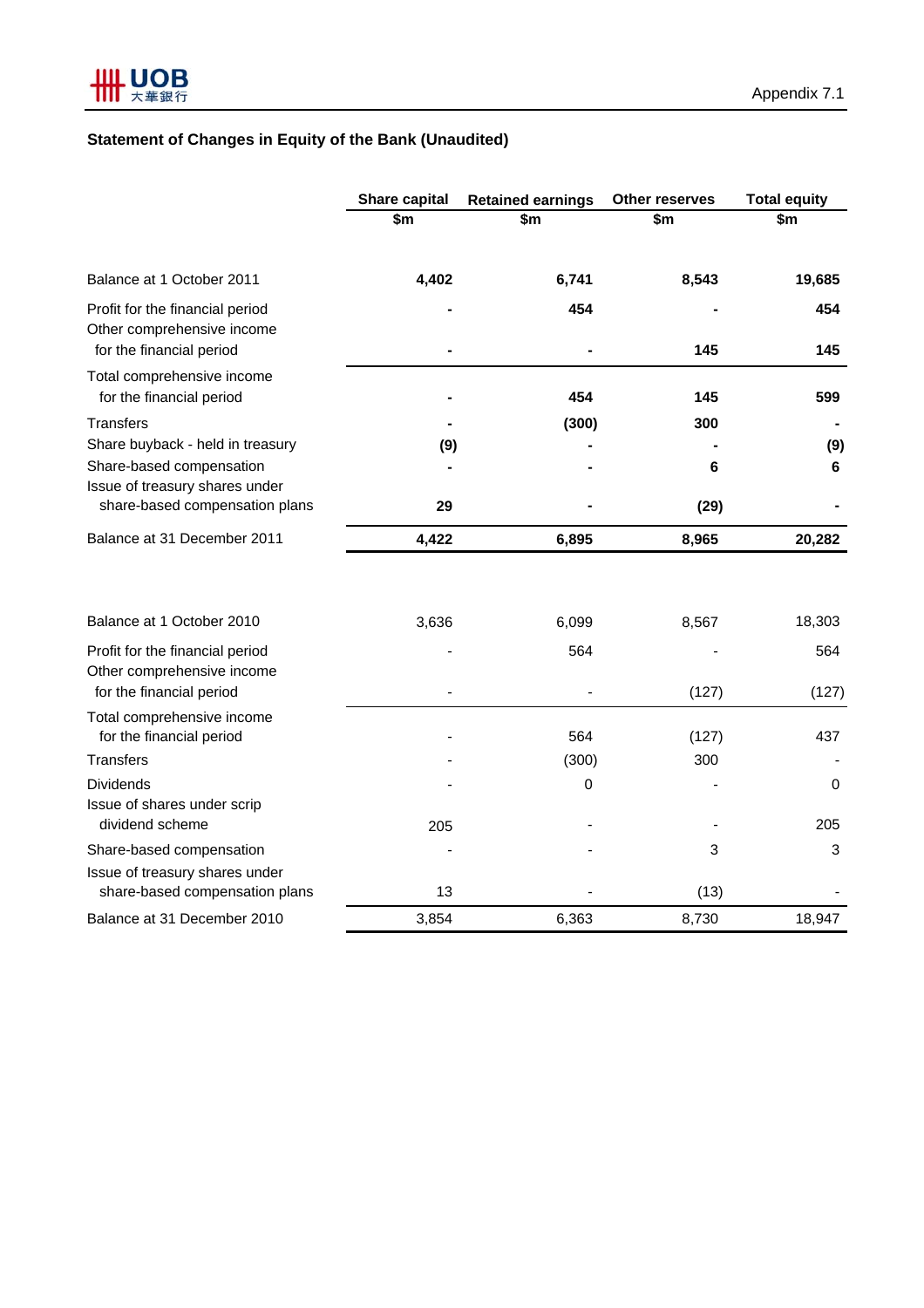Appendix 7.1

## Statement of Changes in Equity of the Bank (Unaudited)

| | Share capital | Retained earnings | Other reserves | Total equity |
|---|---|---|---|---|
| | $m | $m | $m | $m |
| **Balance at 1 October 2011** | **4,402** | **6,741** | **8,543** | **19,685** |
| Profit for the financial period | **-** | **454** | **-** | **454** |
| Other comprehensive income for the financial period | **-** | **-** | **145** | **145** |
| Total comprehensive income for the financial period | **-** | **454** | **145** | **599** |
| Transfers | **-** | **(300)** | **300** | **-** |
| Share buyback - held in treasury | **(9)** | **-** | **-** | **(9)** |
| Share-based compensation | **-** | **-** | **6** | **6** |
| Issue of treasury shares under share-based compensation plans | **29** | **-** | **(29)** | **-** |
| **Balance at 31 December 2011** | **4,422** | **6,895** | **8,965** | **20,282** |
| | | | | |
| Balance at 1 October 2010 | 3,636 | 6,099 | 8,567 | 18,303 |
| Profit for the financial period | - | 564 | - | 564 |
| Other comprehensive income for the financial period | - | - | (127) | (127) |
| Total comprehensive income for the financial period | - | 564 | (127) | 437 |
| Transfers | - | (300) | 300 | - |
| Dividends | - | 0 | - | 0 |
| Issue of shares under scrip dividend scheme | 205 | - | - | 205 |
| Share-based compensation | - | - | 3 | 3 |
| Issue of treasury shares under share-based compensation plans | 13 | - | (13) | - |
| Balance at 31 December 2010 | 3,854 | 6,363 | 8,730 | 18,947 |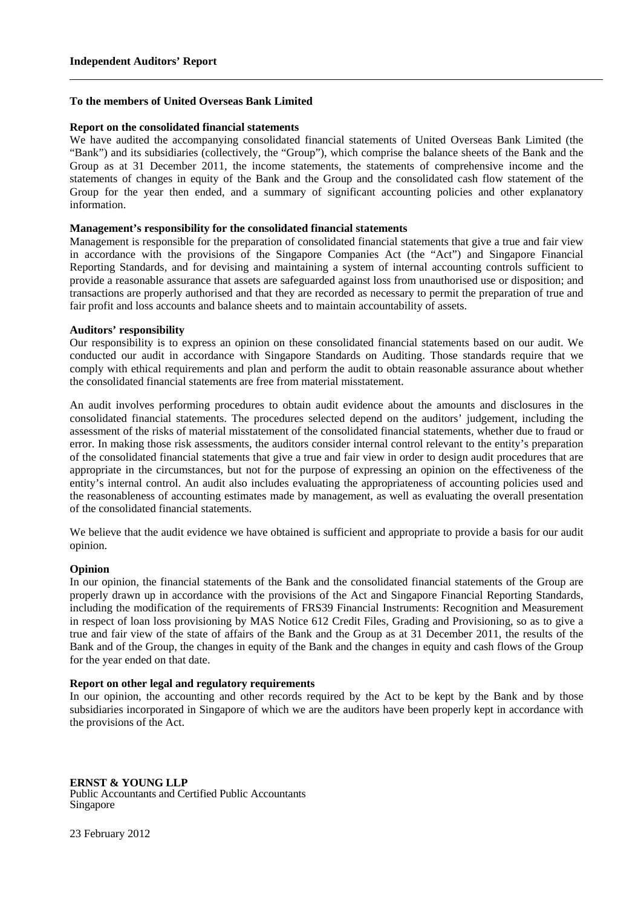## Independent Auditors' Report

**To the members of United Overseas Bank Limited**

**Report on the consolidated financial statements**

We have audited the accompanying consolidated financial statements of United Overseas Bank Limited (the "Bank") and its subsidiaries (collectively, the "Group"), which comprise the balance sheets of the Bank and the Group as at 31 December 2011, the income statements, the statements of comprehensive income and the statements of changes in equity of the Bank and the Group and the consolidated cash flow statement of the Group for the year then ended, and a summary of significant accounting policies and other explanatory information.

**Management's responsibility for the consolidated financial statements**

Management is responsible for the preparation of consolidated financial statements that give a true and fair view in accordance with the provisions of the Singapore Companies Act (the "Act") and Singapore Financial Reporting Standards, and for devising and maintaining a system of internal accounting controls sufficient to provide a reasonable assurance that assets are safeguarded against loss from unauthorised use or disposition; and transactions are properly authorised and that they are recorded as necessary to permit the preparation of true and fair profit and loss accounts and balance sheets and to maintain accountability of assets.

**Auditors' responsibility**

Our responsibility is to express an opinion on these consolidated financial statements based on our audit. We conducted our audit in accordance with Singapore Standards on Auditing. Those standards require that we comply with ethical requirements and plan and perform the audit to obtain reasonable assurance about whether the consolidated financial statements are free from material misstatement.

An audit involves performing procedures to obtain audit evidence about the amounts and disclosures in the consolidated financial statements. The procedures selected depend on the auditors' judgement, including the assessment of the risks of material misstatement of the consolidated financial statements, whether due to fraud or error. In making those risk assessments, the auditors consider internal control relevant to the entity's preparation of the consolidated financial statements that give a true and fair view in order to design audit procedures that are appropriate in the circumstances, but not for the purpose of expressing an opinion on the effectiveness of the entity's internal control. An audit also includes evaluating the appropriateness of accounting policies used and the reasonableness of accounting estimates made by management, as well as evaluating the overall presentation of the consolidated financial statements.

We believe that the audit evidence we have obtained is sufficient and appropriate to provide a basis for our audit opinion.

**Opinion**

In our opinion, the financial statements of the Bank and the consolidated financial statements of the Group are properly drawn up in accordance with the provisions of the Act and Singapore Financial Reporting Standards, including the modification of the requirements of FRS39 Financial Instruments: Recognition and Measurement in respect of loan loss provisioning by MAS Notice 612 Credit Files, Grading and Provisioning, so as to give a true and fair view of the state of affairs of the Bank and the Group as at 31 December 2011, the results of the Bank and of the Group, the changes in equity of the Bank and the changes in equity and cash flows of the Group for the year ended on that date.

**Report on other legal and regulatory requirements**

In our opinion, the accounting and other records required by the Act to be kept by the Bank and by those subsidiaries incorporated in Singapore of which we are the auditors have been properly kept in accordance with the provisions of the Act.

**ERNST & YOUNG LLP**
Public Accountants and Certified Public Accountants
Singapore

23 February 2012